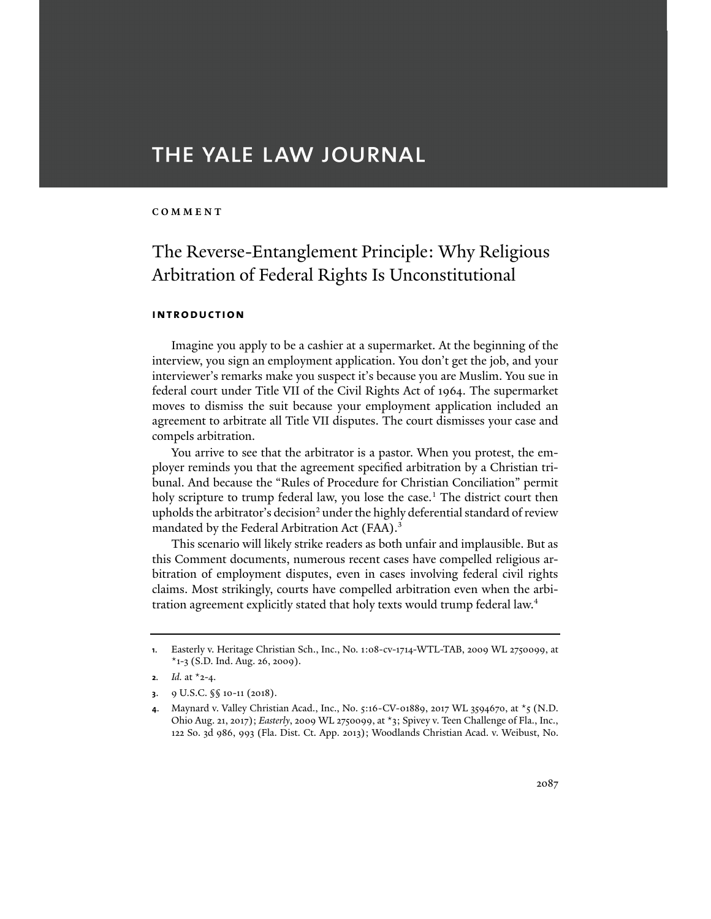# THE YALE LAW JOURNAL

**COMMENT**

## The Reverse-Entanglement Principle: Why Religious Arbitration of Federal Rights Is Unconstitutional

### INTRODUCTION

Imagine you apply to be a cashier at a supermarket. At the beginning of the interview, you sign an employment application. You don't get the job, and your interviewer's remarks make you suspect it's because you are Muslim. You sue in federal court under Title VII of the Civil Rights Act of 1964. The supermarket moves to dismiss the suit because your employment application included an agreement to arbitrate all Title VII disputes. The court dismisses your case and compels arbitration.

You arrive to see that the arbitrator is a pastor. When you protest, the employer reminds you that the agreement specified arbitration by a Christian tribunal. And because the "Rules of Procedure for Christian Conciliation" permit holy scripture to trump federal law, you lose the case.[1] The district court then upholds the arbitrator's decision[2] under the highly deferential standard of review mandated by the Federal Arbitration Act (FAA).[3]

This scenario will likely strike readers as both unfair and implausible. But as this Comment documents, numerous recent cases have compelled religious arbitration of employment disputes, even in cases involving federal civil rights claims. Most strikingly, courts have compelled arbitration even when the arbitration agreement explicitly stated that holy texts would trump federal law.[4]

---

1. Easterly v. Heritage Christian Sch., Inc., No. 1:08-cv-1714-WTL-TAB, 2009 WL 2750099, at *1-3 (S.D. Ind. Aug. 26, 2009).
2. *Id.* at *2-4.
3. 9 U.S.C. §§ 10-11 (2018).
4. Maynard v. Valley Christian Acad., Inc., No. 5:16-CV-01889, 2017 WL 3594670, at *5 (N.D. Ohio Aug. 21, 2017); *Easterly*, 2009 WL 2750099, at *3; Spivey v. Teen Challenge of Fla., Inc., 122 So. 3d 986, 993 (Fla. Dist. Ct. App. 2013); Woodlands Christian Acad. v. Weibust, No.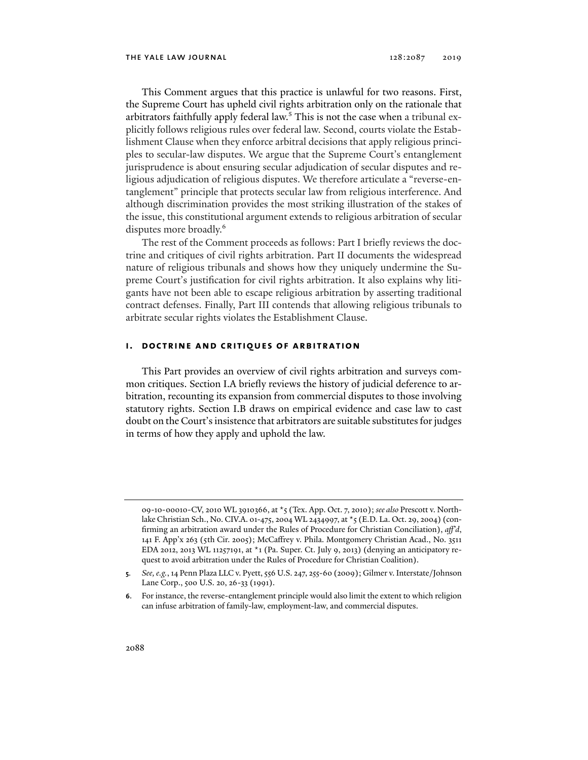This Comment argues that this practice is unlawful for two reasons. First, the Supreme Court has upheld civil rights arbitration only on the rationale that arbitrators faithfully apply federal law.[5] This is not the case when a tribunal explicitly follows religious rules over federal law. Second, courts violate the Establishment Clause when they enforce arbitral decisions that apply religious principles to secular-law disputes. We argue that the Supreme Court's entanglement jurisprudence is about ensuring secular adjudication of secular disputes and religious adjudication of religious disputes. We therefore articulate a "reverse-entanglement" principle that protects secular law from religious interference. And although discrimination provides the most striking illustration of the stakes of the issue, this constitutional argument extends to religious arbitration of secular disputes more broadly.[6]

The rest of the Comment proceeds as follows: Part I briefly reviews the doctrine and critiques of civil rights arbitration. Part II documents the widespread nature of religious tribunals and shows how they uniquely undermine the Supreme Court's justification for civil rights arbitration. It also explains why litigants have not been able to escape religious arbitration by asserting traditional contract defenses. Finally, Part III contends that allowing religious tribunals to arbitrate secular rights violates the Establishment Clause.

## I. DOCTRINE AND CRITIQUES OF ARBITRATION

This Part provides an overview of civil rights arbitration and surveys common critiques. Section I.A briefly reviews the history of judicial deference to arbitration, recounting its expansion from commercial disputes to those involving statutory rights. Section I.B draws on empirical evidence and case law to cast doubt on the Court's insistence that arbitrators are suitable substitutes for judges in terms of how they apply and uphold the law.

---

09-10-00010-CV, 2010 WL 3910366, at *5 (Tex. App. Oct. 7, 2010); *see also* Prescott v. Northlake Christian Sch., No. CIV.A. 01-475, 2004 WL 2434997, at *5 (E.D. La. Oct. 29, 2004) (confirming an arbitration award under the Rules of Procedure for Christian Conciliation), *aff'd*, 141 F. App'x 263 (5th Cir. 2005); McCaffrey v. Phila. Montgomery Christian Acad., No. 3511 EDA 2012, 2013 WL 11257191, at *1 (Pa. Super. Ct. July 9, 2013) (denying an anticipatory request to avoid arbitration under the Rules of Procedure for Christian Coalition).

5. *See, e.g.*, 14 Penn Plaza LLC v. Pyett, 556 U.S. 247, 255-60 (2009); Gilmer v. Interstate/Johnson Lane Corp., 500 U.S. 20, 26-33 (1991).

6. For instance, the reverse-entanglement principle would also limit the extent to which religion can infuse arbitration of family-law, employment-law, and commercial disputes.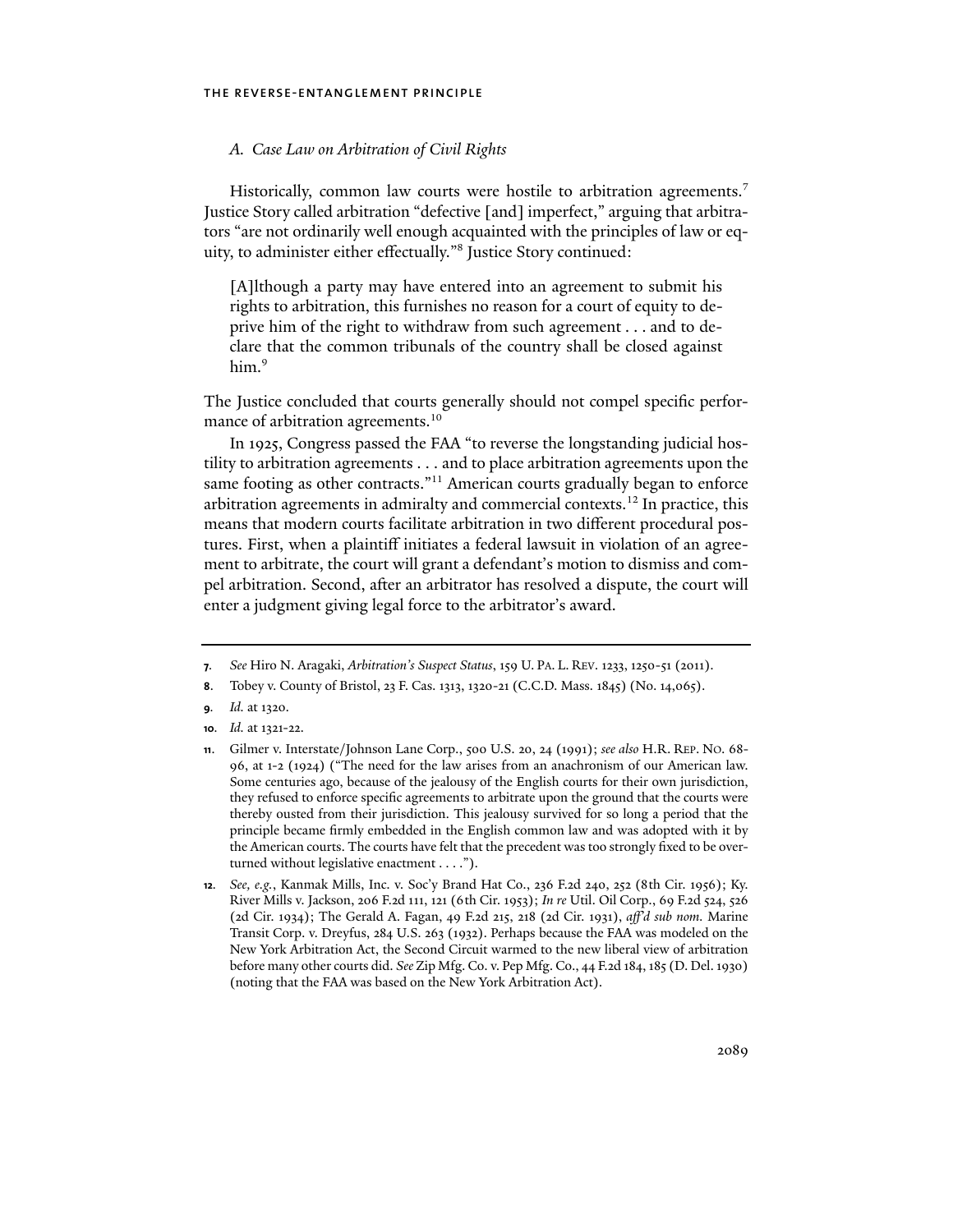### *A. Case Law on Arbitration of Civil Rights*

Historically, common law courts were hostile to arbitration agreements.[7] Justice Story called arbitration "defective [and] imperfect," arguing that arbitrators "are not ordinarily well enough acquainted with the principles of law or equity, to administer either effectually."[8] Justice Story continued:

> [A]lthough a party may have entered into an agreement to submit his rights to arbitration, this furnishes no reason for a court of equity to deprive him of the right to withdraw from such agreement . . . and to declare that the common tribunals of the country shall be closed against him.[9]

The Justice concluded that courts generally should not compel specific performance of arbitration agreements.[10]

In 1925, Congress passed the FAA "to reverse the longstanding judicial hostility to arbitration agreements . . . and to place arbitration agreements upon the same footing as other contracts."[11] American courts gradually began to enforce arbitration agreements in admiralty and commercial contexts.[12] In practice, this means that modern courts facilitate arbitration in two different procedural postures. First, when a plaintiff initiates a federal lawsuit in violation of an agreement to arbitrate, the court will grant a defendant's motion to dismiss and compel arbitration. Second, after an arbitrator has resolved a dispute, the court will enter a judgment giving legal force to the arbitrator's award.

---

**7**. *See* Hiro N. Aragaki, *Arbitration's Suspect Status*, 159 U. PA. L. REV. 1233, 1250-51 (2011).

**8**. Tobey v. County of Bristol, 23 F. Cas. 1313, 1320-21 (C.C.D. Mass. 1845) (No. 14,065).

**9**. *Id.* at 1320.

**10**. *Id.* at 1321-22.

**11**. Gilmer v. Interstate/Johnson Lane Corp., 500 U.S. 20, 24 (1991); *see also* H.R. REP. NO. 68-96, at 1-2 (1924) ("The need for the law arises from an anachronism of our American law. Some centuries ago, because of the jealousy of the English courts for their own jurisdiction, they refused to enforce specific agreements to arbitrate upon the ground that the courts were thereby ousted from their jurisdiction. This jealousy survived for so long a period that the principle became firmly embedded in the English common law and was adopted with it by the American courts. The courts have felt that the precedent was too strongly fixed to be overturned without legislative enactment . . . .").

**12**. *See, e.g.*, Kanmak Mills, Inc. v. Soc'y Brand Hat Co., 236 F.2d 240, 252 (8th Cir. 1956); Ky. River Mills v. Jackson, 206 F.2d 111, 121 (6th Cir. 1953); *In re* Util. Oil Corp., 69 F.2d 524, 526 (2d Cir. 1934); The Gerald A. Fagan, 49 F.2d 215, 218 (2d Cir. 1931), *aff'd sub nom.* Marine Transit Corp. v. Dreyfus, 284 U.S. 263 (1932). Perhaps because the FAA was modeled on the New York Arbitration Act, the Second Circuit warmed to the new liberal view of arbitration before many other courts did. *See* Zip Mfg. Co. v. Pep Mfg. Co., 44 F.2d 184, 185 (D. Del. 1930) (noting that the FAA was based on the New York Arbitration Act).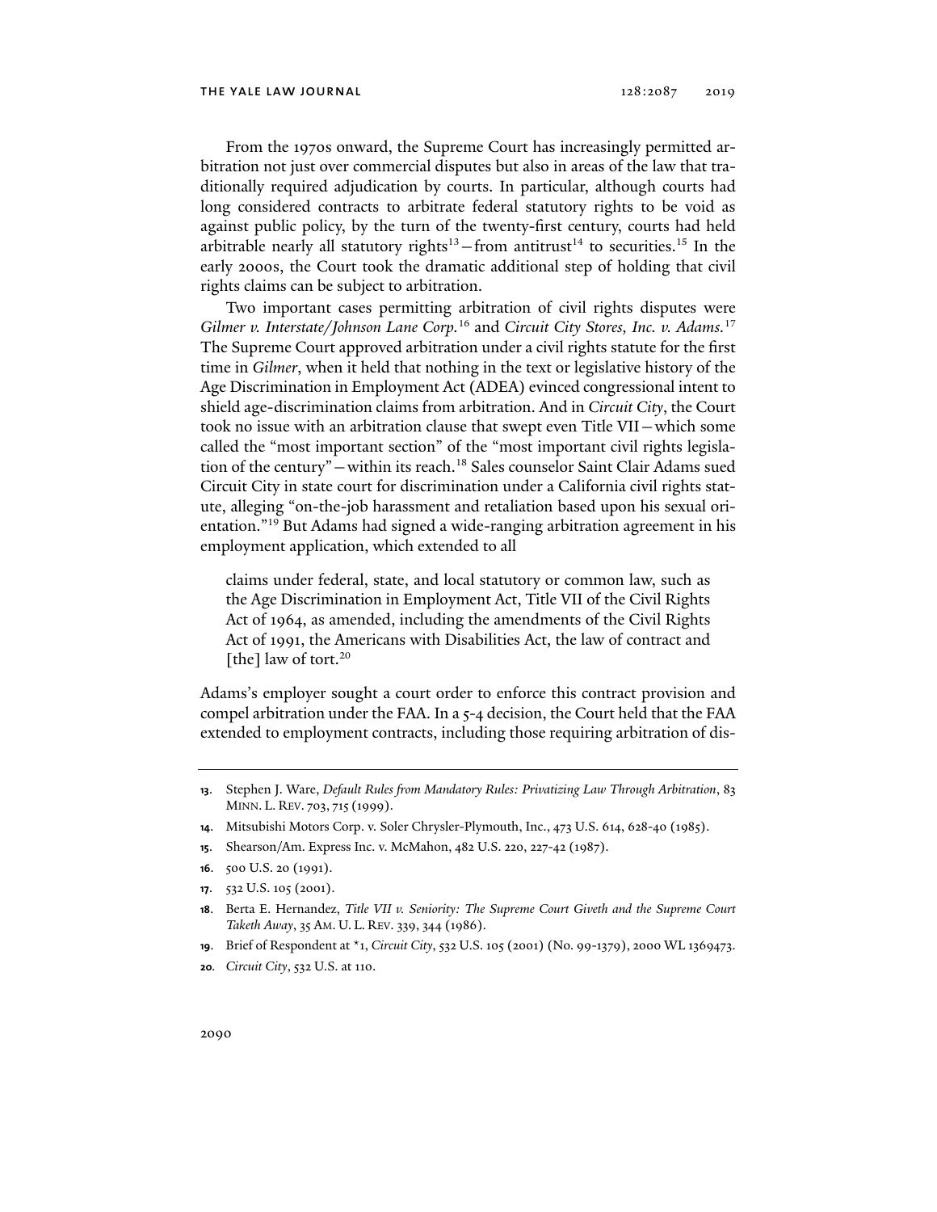From the 1970s onward, the Supreme Court has increasingly permitted arbitration not just over commercial disputes but also in areas of the law that traditionally required adjudication by courts. In particular, although courts had long considered contracts to arbitrate federal statutory rights to be void as against public policy, by the turn of the twenty-first century, courts had held arbitrable nearly all statutory rights[13]—from antitrust[14] to securities.[15] In the early 2000s, the Court took the dramatic additional step of holding that civil rights claims can be subject to arbitration.

Two important cases permitting arbitration of civil rights disputes were *Gilmer v. Interstate/Johnson Lane Corp.*[16] and *Circuit City Stores, Inc. v. Adams.*[17] The Supreme Court approved arbitration under a civil rights statute for the first time in *Gilmer*, when it held that nothing in the text or legislative history of the Age Discrimination in Employment Act (ADEA) evinced congressional intent to shield age-discrimination claims from arbitration. And in *Circuit City*, the Court took no issue with an arbitration clause that swept even Title VII—which some called the "most important section" of the "most important civil rights legislation of the century"—within its reach.[18] Sales counselor Saint Clair Adams sued Circuit City in state court for discrimination under a California civil rights statute, alleging "on-the-job harassment and retaliation based upon his sexual orientation."[19] But Adams had signed a wide-ranging arbitration agreement in his employment application, which extended to all

> claims under federal, state, and local statutory or common law, such as the Age Discrimination in Employment Act, Title VII of the Civil Rights Act of 1964, as amended, including the amendments of the Civil Rights Act of 1991, the Americans with Disabilities Act, the law of contract and [the] law of tort.[20]

Adams's employer sought a court order to enforce this contract provision and compel arbitration under the FAA. In a 5-4 decision, the Court held that the FAA extended to employment contracts, including those requiring arbitration of dis-

---

13. Stephen J. Ware, *Default Rules from Mandatory Rules: Privatizing Law Through Arbitration*, 83 MINN. L. REV. 703, 715 (1999).
14. Mitsubishi Motors Corp. v. Soler Chrysler-Plymouth, Inc., 473 U.S. 614, 628-40 (1985).
15. Shearson/Am. Express Inc. v. McMahon, 482 U.S. 220, 227-42 (1987).
16. 500 U.S. 20 (1991).
17. 532 U.S. 105 (2001).
18. Berta E. Hernandez, *Title VII v. Seniority: The Supreme Court Giveth and the Supreme Court Taketh Away*, 35 AM. U. L. REV. 339, 344 (1986).
19. Brief of Respondent at *1, *Circuit City*, 532 U.S. 105 (2001) (No. 99-1379), 2000 WL 1369473.
20. *Circuit City*, 532 U.S. at 110.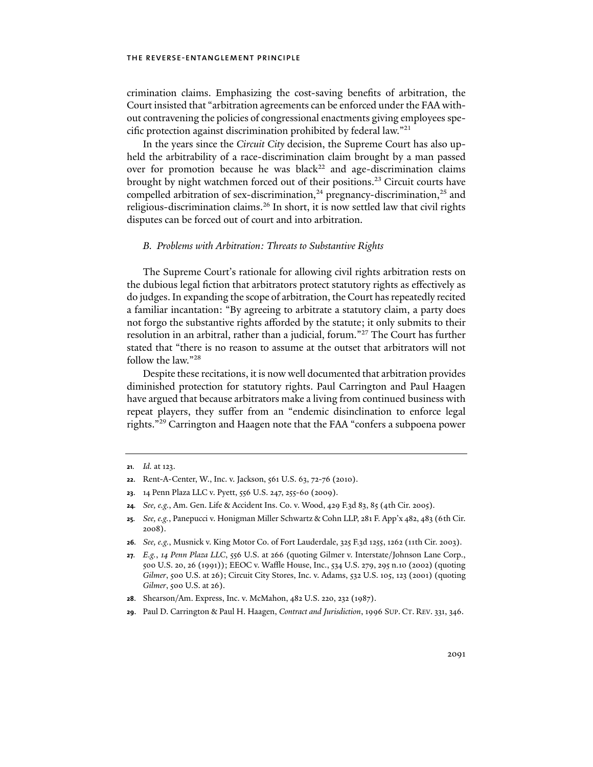crimination claims. Emphasizing the cost-saving benefits of arbitration, the Court insisted that "arbitration agreements can be enforced under the FAA without contravening the policies of congressional enactments giving employees specific protection against discrimination prohibited by federal law."[21]

In the years since the *Circuit City* decision, the Supreme Court has also upheld the arbitrability of a race-discrimination claim brought by a man passed over for promotion because he was black[22] and age-discrimination claims brought by night watchmen forced out of their positions.[23] Circuit courts have compelled arbitration of sex-discrimination,[24] pregnancy-discrimination,[25] and religious-discrimination claims.[26] In short, it is now settled law that civil rights disputes can be forced out of court and into arbitration.

### *B. Problems with Arbitration: Threats to Substantive Rights*

The Supreme Court's rationale for allowing civil rights arbitration rests on the dubious legal fiction that arbitrators protect statutory rights as effectively as do judges. In expanding the scope of arbitration, the Court has repeatedly recited a familiar incantation: "By agreeing to arbitrate a statutory claim, a party does not forgo the substantive rights afforded by the statute; it only submits to their resolution in an arbitral, rather than a judicial, forum."[27] The Court has further stated that "there is no reason to assume at the outset that arbitrators will not follow the law."[28]

Despite these recitations, it is now well documented that arbitration provides diminished protection for statutory rights. Paul Carrington and Paul Haagen have argued that because arbitrators make a living from continued business with repeat players, they suffer from an "endemic disinclination to enforce legal rights."[29] Carrington and Haagen note that the FAA "confers a subpoena power

---

21. *Id.* at 123.

22. Rent-A-Center, W., Inc. v. Jackson, 561 U.S. 63, 72-76 (2010).

23. 14 Penn Plaza LLC v. Pyett, 556 U.S. 247, 255-60 (2009).

24. *See, e.g.*, Am. Gen. Life & Accident Ins. Co. v. Wood, 429 F.3d 83, 85 (4th Cir. 2005).

25. *See, e.g.*, Panepucci v. Honigman Miller Schwartz & Cohn LLP, 281 F. App'x 482, 483 (6th Cir. 2008).

26. *See, e.g.*, Musnick v. King Motor Co. of Fort Lauderdale, 325 F.3d 1255, 1262 (11th Cir. 2003).

27. *E.g.*, *14 Penn Plaza LLC*, 556 U.S. at 266 (quoting Gilmer v. Interstate/Johnson Lane Corp., 500 U.S. 20, 26 (1991)); EEOC v. Waffle House, Inc., 534 U.S. 279, 295 n.10 (2002) (quoting *Gilmer*, 500 U.S. at 26); Circuit City Stores, Inc. v. Adams, 532 U.S. 105, 123 (2001) (quoting *Gilmer*, 500 U.S. at 26).

28. Shearson/Am. Express, Inc. v. McMahon, 482 U.S. 220, 232 (1987).

29. Paul D. Carrington & Paul H. Haagen, *Contract and Jurisdiction*, 1996 SUP. CT. REV. 331, 346.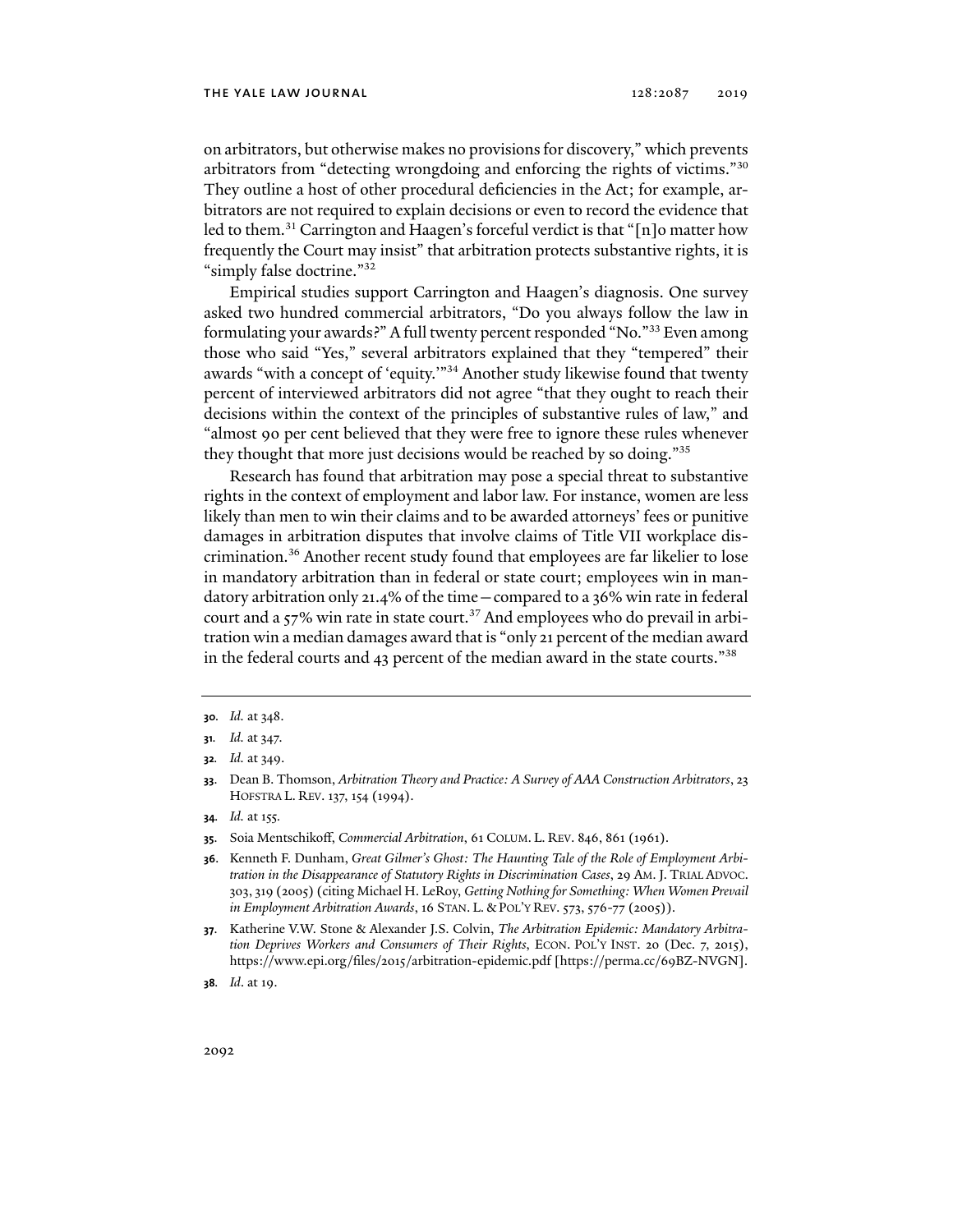on arbitrators, but otherwise makes no provisions for discovery," which prevents arbitrators from "detecting wrongdoing and enforcing the rights of victims."[30] They outline a host of other procedural deficiencies in the Act; for example, arbitrators are not required to explain decisions or even to record the evidence that led to them.[31] Carrington and Haagen's forceful verdict is that "[n]o matter how frequently the Court may insist" that arbitration protects substantive rights, it is "simply false doctrine."[32]

Empirical studies support Carrington and Haagen's diagnosis. One survey asked two hundred commercial arbitrators, "Do you always follow the law in formulating your awards?" A full twenty percent responded "No."[33] Even among those who said "Yes," several arbitrators explained that they "tempered" their awards "with a concept of 'equity.'"[34] Another study likewise found that twenty percent of interviewed arbitrators did not agree "that they ought to reach their decisions within the context of the principles of substantive rules of law," and "almost 90 per cent believed that they were free to ignore these rules whenever they thought that more just decisions would be reached by so doing."[35]

Research has found that arbitration may pose a special threat to substantive rights in the context of employment and labor law. For instance, women are less likely than men to win their claims and to be awarded attorneys' fees or punitive damages in arbitration disputes that involve claims of Title VII workplace discrimination.[36] Another recent study found that employees are far likelier to lose in mandatory arbitration than in federal or state court; employees win in mandatory arbitration only 21.4% of the time—compared to a 36% win rate in federal court and a 57% win rate in state court.[37] And employees who do prevail in arbitration win a median damages award that is "only 21 percent of the median award in the federal courts and 43 percent of the median award in the state courts."[38]

---

**30.** *Id.* at 348.

**31.** *Id.* at 347.

**32.** *Id.* at 349.

**33.** Dean B. Thomson, *Arbitration Theory and Practice: A Survey of AAA Construction Arbitrators*, 23 HOFSTRA L. REV. 137, 154 (1994).

**34.** *Id.* at 155.

**35.** Soia Mentschikoff, *Commercial Arbitration*, 61 COLUM. L. REV. 846, 861 (1961).

**36.** Kenneth F. Dunham, *Great Gilmer's Ghost: The Haunting Tale of the Role of Employment Arbitration in the Disappearance of Statutory Rights in Discrimination Cases*, 29 AM. J. TRIAL ADVOC. 303, 319 (2005) (citing Michael H. LeRoy, *Getting Nothing for Something: When Women Prevail in Employment Arbitration Awards*, 16 STAN. L. & POL'Y REV. 573, 576-77 (2005)).

**37.** Katherine V.W. Stone & Alexander J.S. Colvin, *The Arbitration Epidemic: Mandatory Arbitration Deprives Workers and Consumers of Their Rights*, ECON. POL'Y INST. 20 (Dec. 7, 2015), https://www.epi.org/files/2015/arbitration-epidemic.pdf [https://perma.cc/69BZ-NVGN].

**38.** *Id.* at 19.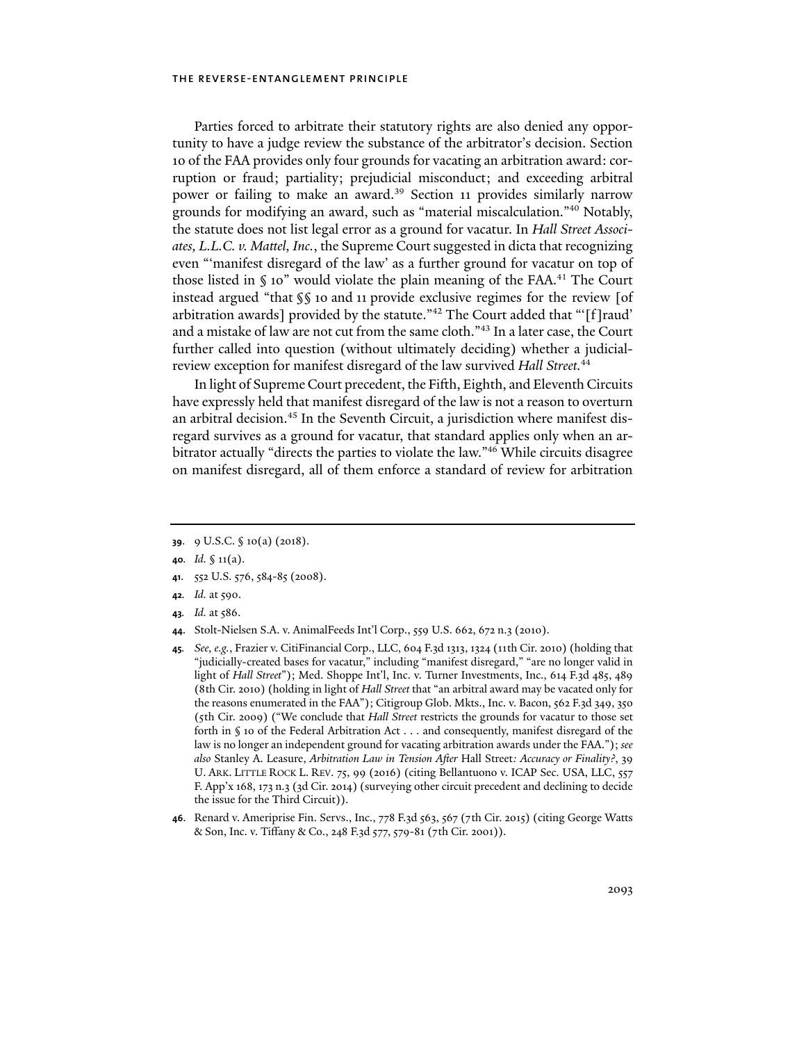Parties forced to arbitrate their statutory rights are also denied any opportunity to have a judge review the substance of the arbitrator's decision. Section 10 of the FAA provides only four grounds for vacating an arbitration award: corruption or fraud; partiality; prejudicial misconduct; and exceeding arbitral power or failing to make an award.[39] Section 11 provides similarly narrow grounds for modifying an award, such as "material miscalculation."[40] Notably, the statute does not list legal error as a ground for vacatur. In *Hall Street Associates, L.L.C. v. Mattel, Inc.*, the Supreme Court suggested in dicta that recognizing even "'manifest disregard of the law' as a further ground for vacatur on top of those listed in § 10" would violate the plain meaning of the FAA.[41] The Court instead argued "that §§ 10 and 11 provide exclusive regimes for the review [of arbitration awards] provided by the statute."[42] The Court added that "'[f]raud' and a mistake of law are not cut from the same cloth."[43] In a later case, the Court further called into question (without ultimately deciding) whether a judicial-review exception for manifest disregard of the law survived *Hall Street*.[44]

In light of Supreme Court precedent, the Fifth, Eighth, and Eleventh Circuits have expressly held that manifest disregard of the law is not a reason to overturn an arbitral decision.[45] In the Seventh Circuit, a jurisdiction where manifest disregard survives as a ground for vacatur, that standard applies only when an arbitrator actually "directs the parties to violate the law."[46] While circuits disagree on manifest disregard, all of them enforce a standard of review for arbitration

---

**39.** 9 U.S.C. § 10(a) (2018).

**40.** *Id.* § 11(a).

**41.** 552 U.S. 576, 584-85 (2008).

**42.** *Id.* at 590.

**43.** *Id.* at 586.

**44.** Stolt-Nielsen S.A. v. AnimalFeeds Int'l Corp., 559 U.S. 662, 672 n.3 (2010).

**45.** *See, e.g.*, Frazier v. CitiFinancial Corp., LLC, 604 F.3d 1313, 1324 (11th Cir. 2010) (holding that "judicially-created bases for vacatur," including "manifest disregard," "are no longer valid in light of *Hall Street*"); Med. Shoppe Int'l, Inc. v. Turner Investments, Inc., 614 F.3d 485, 489 (8th Cir. 2010) (holding in light of *Hall Street* that "an arbitral award may be vacated only for the reasons enumerated in the FAA"); Citigroup Glob. Mkts., Inc. v. Bacon, 562 F.3d 349, 350 (5th Cir. 2009) ("We conclude that *Hall Street* restricts the grounds for vacatur to those set forth in § 10 of the Federal Arbitration Act . . . and consequently, manifest disregard of the law is no longer an independent ground for vacating arbitration awards under the FAA."); *see also* Stanley A. Leasure, *Arbitration Law in Tension After* Hall Street*: Accuracy or Finality?*, 39 U. ARK. LITTLE ROCK L. REV. 75, 99 (2016) (citing Bellantuono v. ICAP Sec. USA, LLC, 557 F. App'x 168, 173 n.3 (3d Cir. 2014) (surveying other circuit precedent and declining to decide the issue for the Third Circuit)).

**46.** Renard v. Ameriprise Fin. Servs., Inc., 778 F.3d 563, 567 (7th Cir. 2015) (citing George Watts & Son, Inc. v. Tiffany & Co., 248 F.3d 577, 579-81 (7th Cir. 2001)).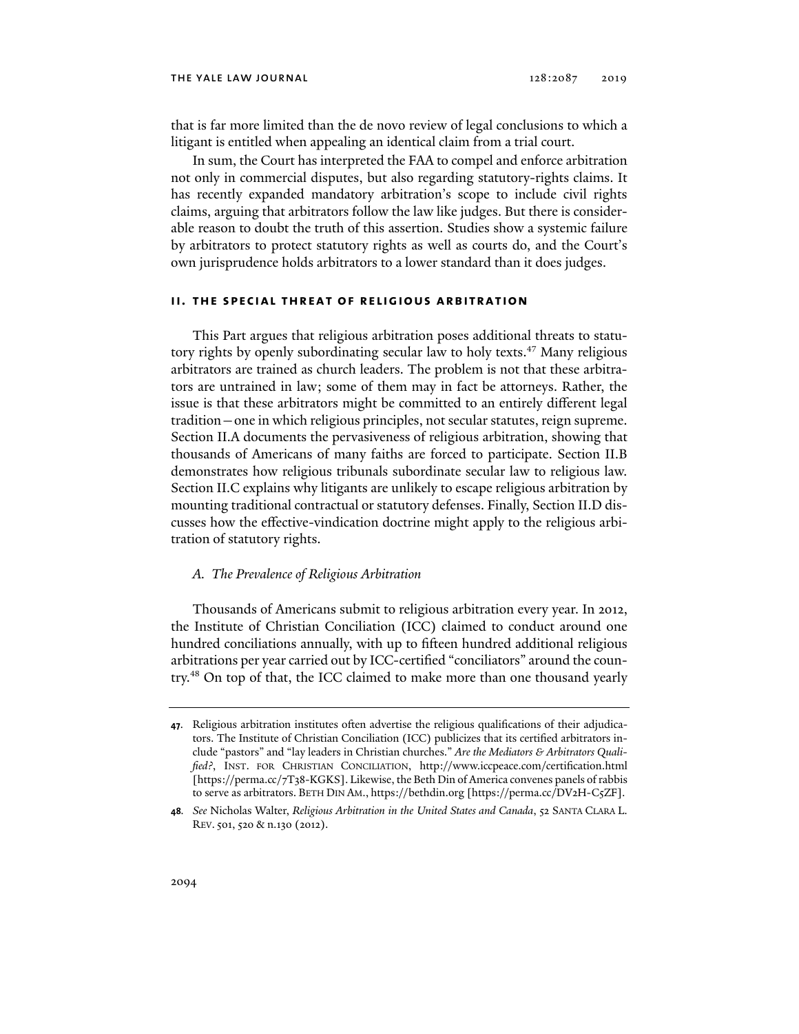that is far more limited than the de novo review of legal conclusions to which a litigant is entitled when appealing an identical claim from a trial court.

In sum, the Court has interpreted the FAA to compel and enforce arbitration not only in commercial disputes, but also regarding statutory-rights claims. It has recently expanded mandatory arbitration's scope to include civil rights claims, arguing that arbitrators follow the law like judges. But there is considerable reason to doubt the truth of this assertion. Studies show a systemic failure by arbitrators to protect statutory rights as well as courts do, and the Court's own jurisprudence holds arbitrators to a lower standard than it does judges.

## II. THE SPECIAL THREAT OF RELIGIOUS ARBITRATION

This Part argues that religious arbitration poses additional threats to statutory rights by openly subordinating secular law to holy texts.[47] Many religious arbitrators are trained as church leaders. The problem is not that these arbitrators are untrained in law; some of them may in fact be attorneys. Rather, the issue is that these arbitrators might be committed to an entirely different legal tradition—one in which religious principles, not secular statutes, reign supreme. Section II.A documents the pervasiveness of religious arbitration, showing that thousands of Americans of many faiths are forced to participate. Section II.B demonstrates how religious tribunals subordinate secular law to religious law. Section II.C explains why litigants are unlikely to escape religious arbitration by mounting traditional contractual or statutory defenses. Finally, Section II.D discusses how the effective-vindication doctrine might apply to the religious arbitration of statutory rights.

### *A. The Prevalence of Religious Arbitration*

Thousands of Americans submit to religious arbitration every year. In 2012, the Institute of Christian Conciliation (ICC) claimed to conduct around one hundred conciliations annually, with up to fifteen hundred additional religious arbitrations per year carried out by ICC-certified "conciliators" around the country.[48] On top of that, the ICC claimed to make more than one thousand yearly

---

**47.** Religious arbitration institutes often advertise the religious qualifications of their adjudicators. The Institute of Christian Conciliation (ICC) publicizes that its certified arbitrators include "pastors" and "lay leaders in Christian churches." *Are the Mediators & Arbitrators Qualified?*, INST. FOR CHRISTIAN CONCILIATION, http://www.iccpeace.com/certification.html [https://perma.cc/7T38-KGKS]. Likewise, the Beth Din of America convenes panels of rabbis to serve as arbitrators. BETH DIN AM., https://bethdin.org [https://perma.cc/DV2H-C5ZF].

**48.** *See* Nicholas Walter, *Religious Arbitration in the United States and Canada*, 52 SANTA CLARA L. REV. 501, 520 & n.130 (2012).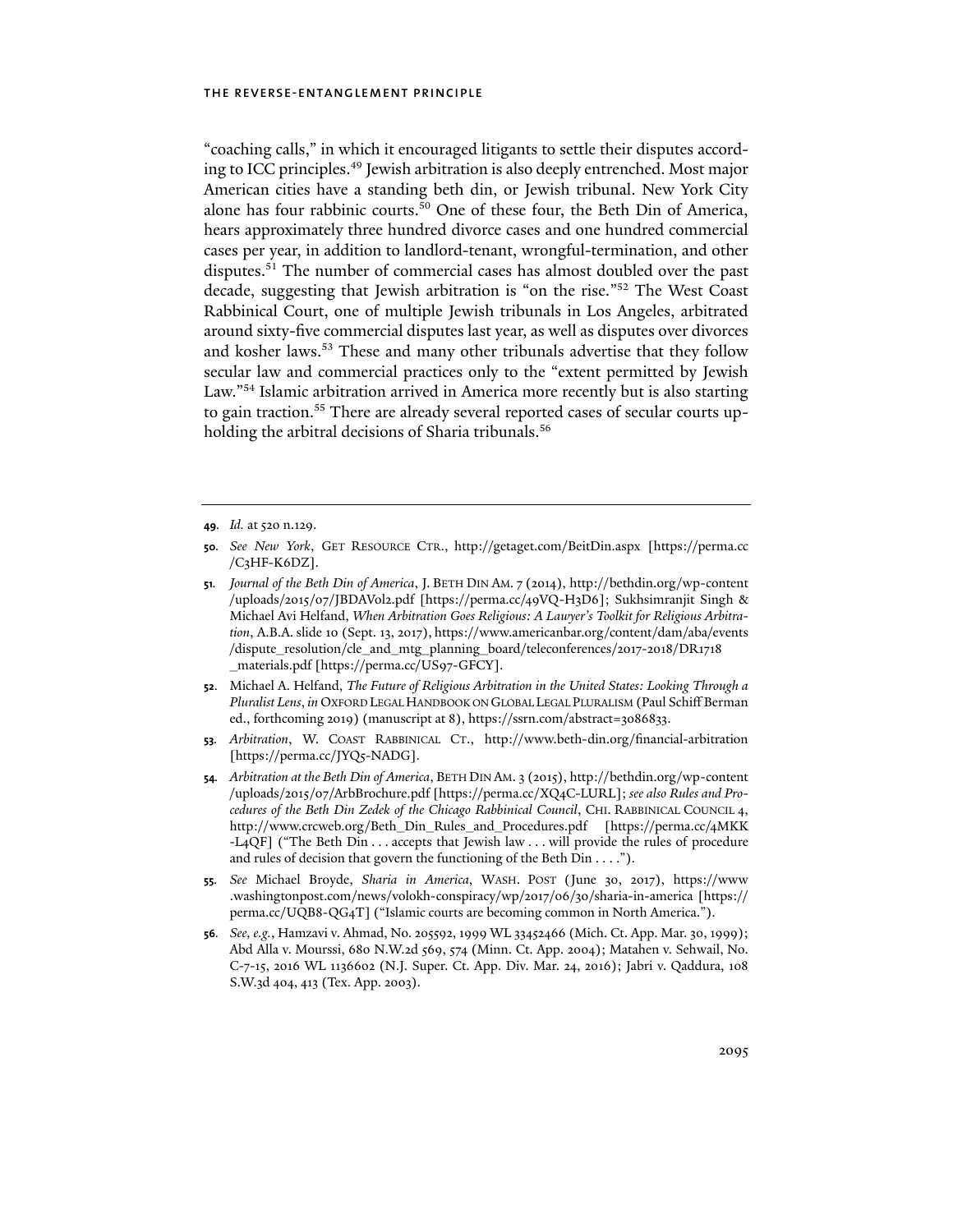"coaching calls," in which it encouraged litigants to settle their disputes according to ICC principles.[49] Jewish arbitration is also deeply entrenched. Most major American cities have a standing beth din, or Jewish tribunal. New York City alone has four rabbinic courts.[50] One of these four, the Beth Din of America, hears approximately three hundred divorce cases and one hundred commercial cases per year, in addition to landlord-tenant, wrongful-termination, and other disputes.[51] The number of commercial cases has almost doubled over the past decade, suggesting that Jewish arbitration is "on the rise."[52] The West Coast Rabbinical Court, one of multiple Jewish tribunals in Los Angeles, arbitrated around sixty-five commercial disputes last year, as well as disputes over divorces and kosher laws.[53] These and many other tribunals advertise that they follow secular law and commercial practices only to the "extent permitted by Jewish Law."[54] Islamic arbitration arrived in America more recently but is also starting to gain traction.[55] There are already several reported cases of secular courts upholding the arbitral decisions of Sharia tribunals.[56]

---

**49.** *Id.* at 520 n.129.

**50.** *See New York*, GET RESOURCE CTR., http://getaget.com/BeitDin.aspx [https://perma.cc/C3HF-K6DZ].

**51.** *Journal of the Beth Din of America*, J. BETH DIN AM. 7 (2014), http://bethdin.org/wp-content/uploads/2015/07/JBDAVol2.pdf [https://perma.cc/49VQ-H3D6]; Sukhsimranjit Singh & Michael Avi Helfand, *When Arbitration Goes Religious: A Lawyer's Toolkit for Religious Arbitration*, A.B.A. slide 10 (Sept. 13, 2017), https://www.americanbar.org/content/dam/aba/events/dispute_resolution/cle_and_mtg_planning_board/teleconferences/2017-2018/DR1718_materials.pdf [https://perma.cc/US97-GFCY].

**52.** Michael A. Helfand, *The Future of Religious Arbitration in the United States: Looking Through a Pluralist Lens*, *in* OXFORD LEGAL HANDBOOK ON GLOBAL LEGAL PLURALISM (Paul Schiff Berman ed., forthcoming 2019) (manuscript at 8), https://ssrn.com/abstract=3086833.

**53.** *Arbitration*, W. COAST RABBINICAL CT., http://www.beth-din.org/financial-arbitration [https://perma.cc/JYQ5-NADG].

**54.** *Arbitration at the Beth Din of America*, BETH DIN AM. 3 (2015), http://bethdin.org/wp-content/uploads/2015/07/ArbBrochure.pdf [https://perma.cc/XQ4C-LURL]; *see also Rules and Procedures of the Beth Din Zedek of the Chicago Rabbinical Council*, CHI. RABBINICAL COUNCIL 4, http://www.crcweb.org/Beth_Din_Rules_and_Procedures.pdf [https://perma.cc/4MKK-L4QF] ("The Beth Din . . . accepts that Jewish law . . . will provide the rules of procedure and rules of decision that govern the functioning of the Beth Din . . . .").

**55.** *See* Michael Broyde, *Sharia in America*, WASH. POST (June 30, 2017), https://www.washingtonpost.com/news/volokh-conspiracy/wp/2017/06/30/sharia-in-america [https://perma.cc/UQB8-QG4T] ("Islamic courts are becoming common in North America.").

**56.** *See, e.g.*, Hamzavi v. Ahmad, No. 205592, 1999 WL 33452466 (Mich. Ct. App. Mar. 30, 1999); Abd Alla v. Mourssi, 680 N.W.2d 569, 574 (Minn. Ct. App. 2004); Matahen v. Sehwail, No. C-7-15, 2016 WL 1136602 (N.J. Super. Ct. App. Div. Mar. 24, 2016); Jabri v. Qaddura, 108 S.W.3d 404, 413 (Tex. App. 2003).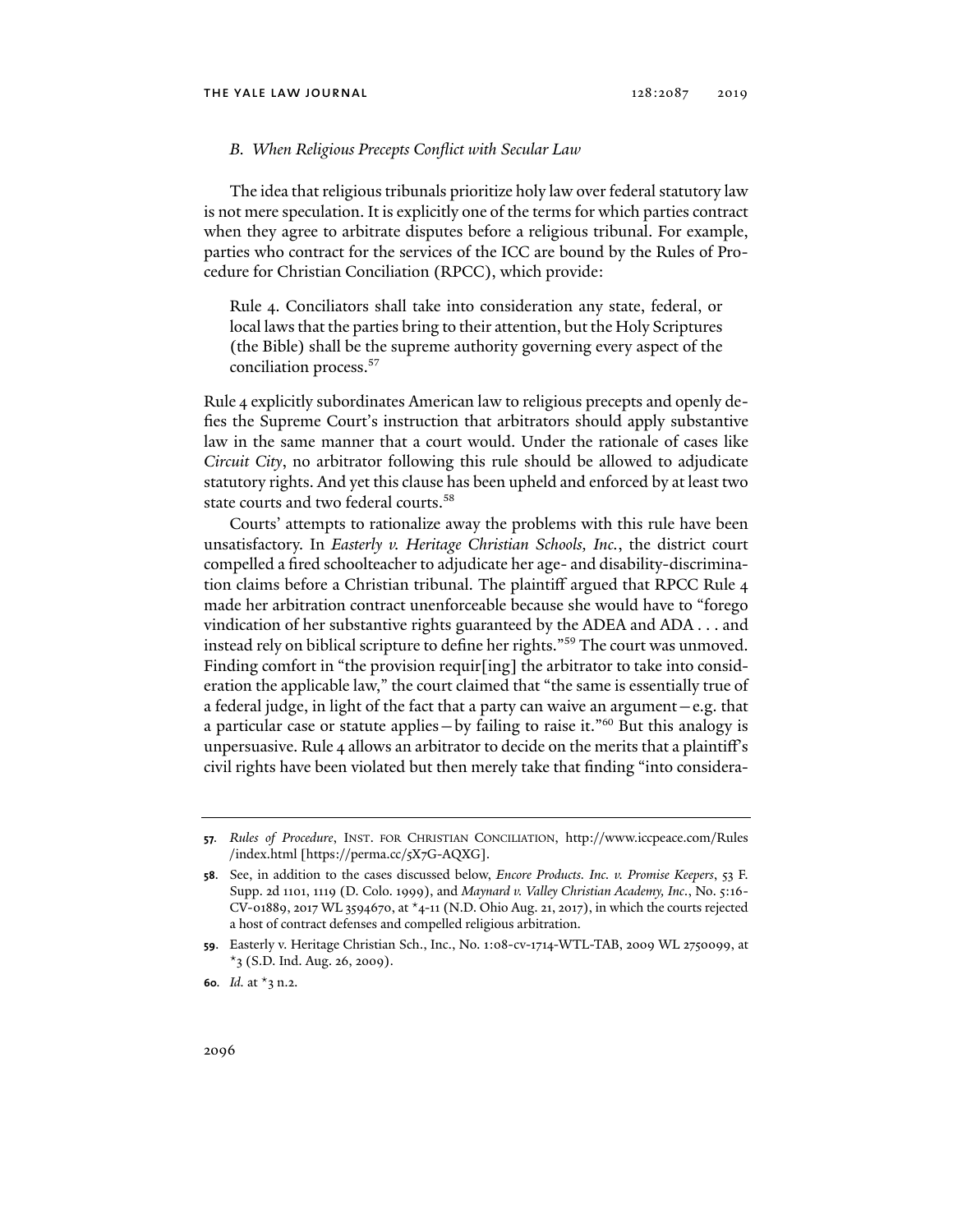### *B. When Religious Precepts Conflict with Secular Law*

The idea that religious tribunals prioritize holy law over federal statutory law is not mere speculation. It is explicitly one of the terms for which parties contract when they agree to arbitrate disputes before a religious tribunal. For example, parties who contract for the services of the ICC are bound by the Rules of Procedure for Christian Conciliation (RPCC), which provide:

> Rule 4. Conciliators shall take into consideration any state, federal, or local laws that the parties bring to their attention, but the Holy Scriptures (the Bible) shall be the supreme authority governing every aspect of the conciliation process.[57]

Rule 4 explicitly subordinates American law to religious precepts and openly defies the Supreme Court's instruction that arbitrators should apply substantive law in the same manner that a court would. Under the rationale of cases like *Circuit City*, no arbitrator following this rule should be allowed to adjudicate statutory rights. And yet this clause has been upheld and enforced by at least two state courts and two federal courts.[58]

Courts' attempts to rationalize away the problems with this rule have been unsatisfactory. In *Easterly v. Heritage Christian Schools, Inc.*, the district court compelled a fired schoolteacher to adjudicate her age- and disability-discrimination claims before a Christian tribunal. The plaintiff argued that RPCC Rule 4 made her arbitration contract unenforceable because she would have to "forego vindication of her substantive rights guaranteed by the ADEA and ADA . . . and instead rely on biblical scripture to define her rights."[59] The court was unmoved. Finding comfort in "the provision requir[ing] the arbitrator to take into consideration the applicable law," the court claimed that "the same is essentially true of a federal judge, in light of the fact that a party can waive an argument—e.g. that a particular case or statute applies—by failing to raise it."[60] But this analogy is unpersuasive. Rule 4 allows an arbitrator to decide on the merits that a plaintiff's civil rights have been violated but then merely take that finding "into considera-

---

57. *Rules of Procedure*, INST. FOR CHRISTIAN CONCILIATION, http://www.iccpeace.com/Rules/index.html [https://perma.cc/5X7G-AQXG].

58. See, in addition to the cases discussed below, *Encore Products. Inc. v. Promise Keepers*, 53 F. Supp. 2d 1101, 1119 (D. Colo. 1999), and *Maynard v. Valley Christian Academy, Inc.*, No. 5:16-CV-01889, 2017 WL 3594670, at *4-11 (N.D. Ohio Aug. 21, 2017), in which the courts rejected a host of contract defenses and compelled religious arbitration.

59. Easterly v. Heritage Christian Sch., Inc., No. 1:08-cv-1714-WTL-TAB, 2009 WL 2750099, at *3 (S.D. Ind. Aug. 26, 2009).

60. *Id.* at *3 n.2.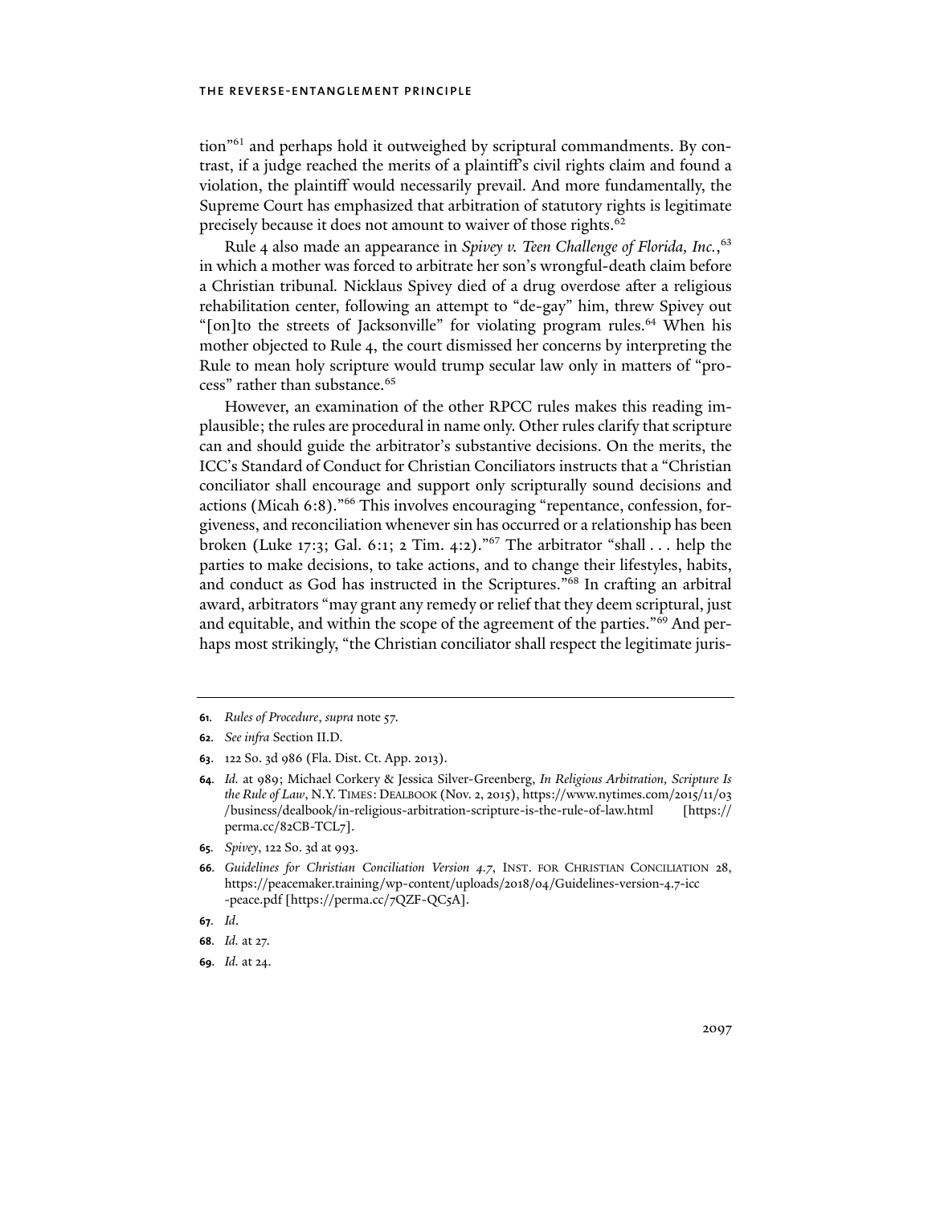tion"[61] and perhaps hold it outweighed by scriptural commandments. By contrast, if a judge reached the merits of a plaintiff's civil rights claim and found a violation, the plaintiff would necessarily prevail. And more fundamentally, the Supreme Court has emphasized that arbitration of statutory rights is legitimate precisely because it does not amount to waiver of those rights.[62]

Rule 4 also made an appearance in *Spivey v. Teen Challenge of Florida, Inc.*,[63] in which a mother was forced to arbitrate her son's wrongful-death claim before a Christian tribunal. Nicklaus Spivey died of a drug overdose after a religious rehabilitation center, following an attempt to "de-gay" him, threw Spivey out "[on]to the streets of Jacksonville" for violating program rules.[64] When his mother objected to Rule 4, the court dismissed her concerns by interpreting the Rule to mean holy scripture would trump secular law only in matters of "process" rather than substance.[65]

However, an examination of the other RPCC rules makes this reading implausible; the rules are procedural in name only. Other rules clarify that scripture can and should guide the arbitrator's substantive decisions. On the merits, the ICC's Standard of Conduct for Christian Conciliators instructs that a "Christian conciliator shall encourage and support only scripturally sound decisions and actions (Micah 6:8)."[66] This involves encouraging "repentance, confession, forgiveness, and reconciliation whenever sin has occurred or a relationship has been broken (Luke 17:3; Gal. 6:1; 2 Tim. 4:2)."[67] The arbitrator "shall . . . help the parties to make decisions, to take actions, and to change their lifestyles, habits, and conduct as God has instructed in the Scriptures."[68] In crafting an arbitral award, arbitrators "may grant any remedy or relief that they deem scriptural, just and equitable, and within the scope of the agreement of the parties."[69] And perhaps most strikingly, "the Christian conciliator shall respect the legitimate juris-

---

**61.** *Rules of Procedure*, *supra* note 57.

**62.** *See infra* Section II.D.

**63.** 122 So. 3d 986 (Fla. Dist. Ct. App. 2013).

**64.** *Id.* at 989; Michael Corkery & Jessica Silver-Greenberg, *In Religious Arbitration, Scripture Is the Rule of Law*, N.Y. TIMES: DEALBOOK (Nov. 2, 2015), https://www.nytimes.com/2015/11/03/business/dealbook/in-religious-arbitration-scripture-is-the-rule-of-law.html [https://perma.cc/82CB-TCL7].

**65.** *Spivey*, 122 So. 3d at 993.

**66.** *Guidelines for Christian Conciliation Version 4.7*, INST. FOR CHRISTIAN CONCILIATION 28, https://peacemaker.training/wp-content/uploads/2018/04/Guidelines-version-4.7-icc-peace.pdf [https://perma.cc/7QZF-QC5A].

**67.** *Id.*

**68.** *Id.* at 27.

**69.** *Id.* at 24.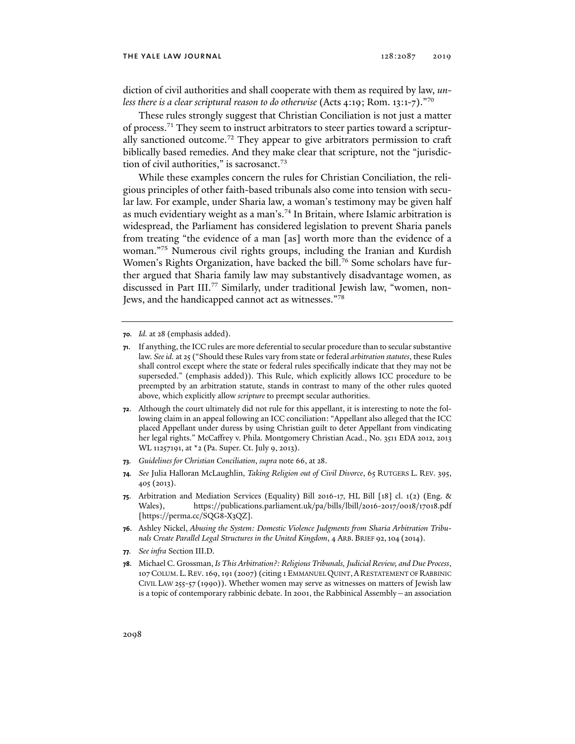diction of civil authorities and shall cooperate with them as required by law, *unless there is a clear scriptural reason to do otherwise* (Acts 4:19; Rom. 13:1-7)."[70]

These rules strongly suggest that Christian Conciliation is not just a matter of process.[71] They seem to instruct arbitrators to steer parties toward a scripturally sanctioned outcome.[72] They appear to give arbitrators permission to craft biblically based remedies. And they make clear that scripture, not the "jurisdiction of civil authorities," is sacrosanct.[73]

While these examples concern the rules for Christian Conciliation, the religious principles of other faith-based tribunals also come into tension with secular law. For example, under Sharia law, a woman's testimony may be given half as much evidentiary weight as a man's.[74] In Britain, where Islamic arbitration is widespread, the Parliament has considered legislation to prevent Sharia panels from treating "the evidence of a man [as] worth more than the evidence of a woman."[75] Numerous civil rights groups, including the Iranian and Kurdish Women's Rights Organization, have backed the bill.[76] Some scholars have further argued that Sharia family law may substantively disadvantage women, as discussed in Part III.[77] Similarly, under traditional Jewish law, "women, non-Jews, and the handicapped cannot act as witnesses."[78]

---

70. *Id.* at 28 (emphasis added).

71. If anything, the ICC rules are more deferential to secular procedure than to secular substantive law. *See id.* at 25 ("Should these Rules vary from state or federal *arbitration statutes*, these Rules shall control except where the state or federal rules specifically indicate that they may not be superseded." (emphasis added)). This Rule, which explicitly allows ICC procedure to be preempted by an arbitration statute, stands in contrast to many of the other rules quoted above, which explicitly allow *scripture* to preempt secular authorities.

72. Although the court ultimately did not rule for this appellant, it is interesting to note the following claim in an appeal following an ICC conciliation: "Appellant also alleged that the ICC placed Appellant under duress by using Christian guilt to deter Appellant from vindicating her legal rights." McCaffrey v. Phila. Montgomery Christian Acad., No. 3511 EDA 2012, 2013 WL 11257191, at *2 (Pa. Super. Ct. July 9, 2013).

73. *Guidelines for Christian Conciliation*, *supra* note 66, at 28.

74. *See* Julia Halloran McLaughlin, *Taking Religion out of Civil Divorce*, 65 RUTGERS L. REV. 395, 405 (2013).

75. Arbitration and Mediation Services (Equality) Bill 2016-17, HL Bill [18] cl. 1(2) (Eng. & Wales), https://publications.parliament.uk/pa/bills/lbill/2016-2017/0018/17018.pdf [https://perma.cc/SQG8-X3QZ].

76. Ashley Nickel, *Abusing the System: Domestic Violence Judgments from Sharia Arbitration Tribunals Create Parallel Legal Structures in the United Kingdom*, 4 ARB. BRIEF 92, 104 (2014).

77. *See infra* Section III.D.

78. Michael C. Grossman, *Is This Arbitration?: Religious Tribunals, Judicial Review, and Due Process*, 107 COLUM. L. REV. 169, 191 (2007) (citing 1 EMMANUEL QUINT, A RESTATEMENT OF RABBINIC CIVIL LAW 255-57 (1990)). Whether women may serve as witnesses on matters of Jewish law is a topic of contemporary rabbinic debate. In 2001, the Rabbinical Assembly—an association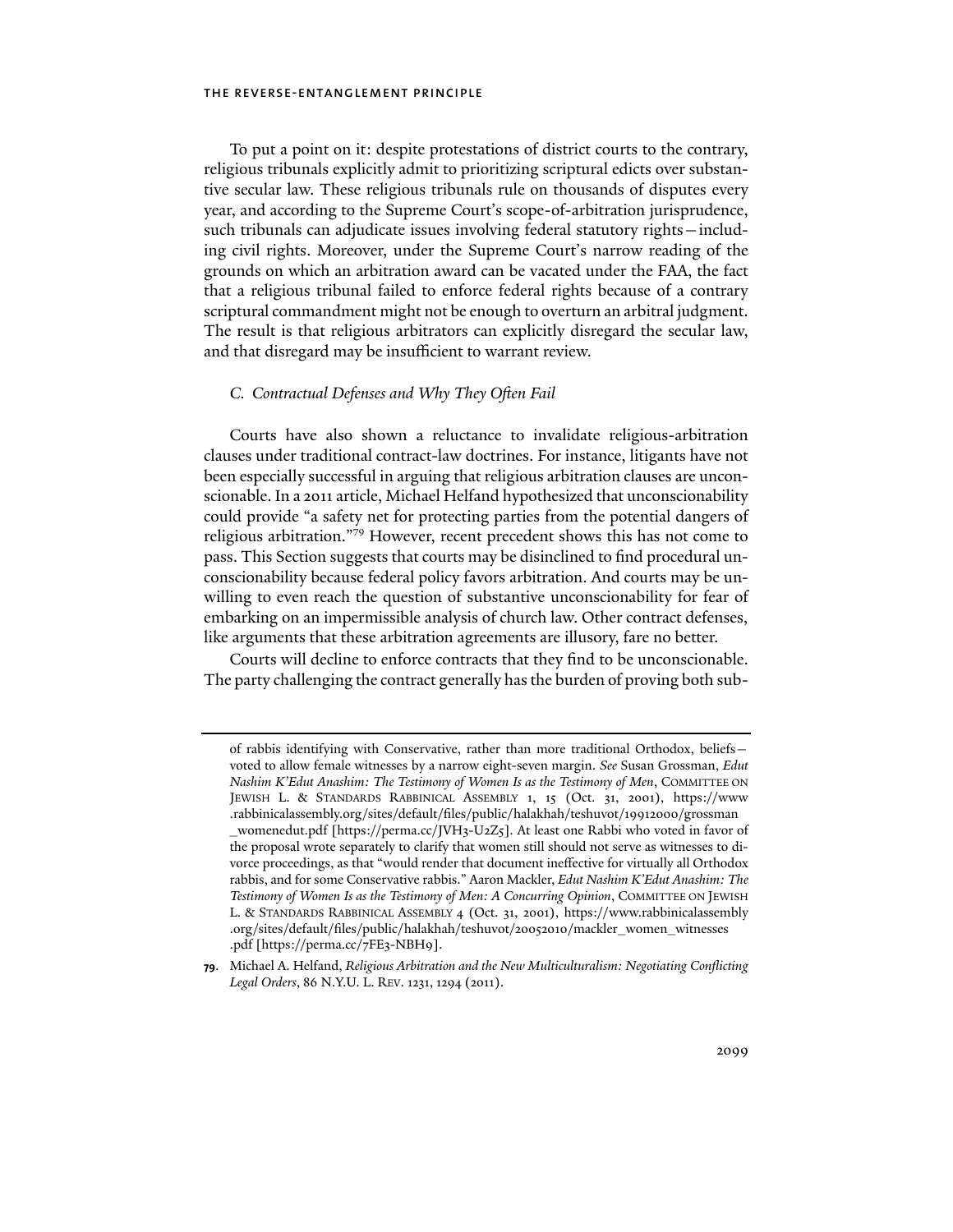To put a point on it: despite protestations of district courts to the contrary, religious tribunals explicitly admit to prioritizing scriptural edicts over substantive secular law. These religious tribunals rule on thousands of disputes every year, and according to the Supreme Court's scope-of-arbitration jurisprudence, such tribunals can adjudicate issues involving federal statutory rights—including civil rights. Moreover, under the Supreme Court's narrow reading of the grounds on which an arbitration award can be vacated under the FAA, the fact that a religious tribunal failed to enforce federal rights because of a contrary scriptural commandment might not be enough to overturn an arbitral judgment. The result is that religious arbitrators can explicitly disregard the secular law, and that disregard may be insufficient to warrant review.

### *C. Contractual Defenses and Why They Often Fail*

Courts have also shown a reluctance to invalidate religious-arbitration clauses under traditional contract-law doctrines. For instance, litigants have not been especially successful in arguing that religious arbitration clauses are unconscionable. In a 2011 article, Michael Helfand hypothesized that unconscionability could provide "a safety net for protecting parties from the potential dangers of religious arbitration."[79] However, recent precedent shows this has not come to pass. This Section suggests that courts may be disinclined to find procedural unconscionability because federal policy favors arbitration. And courts may be unwilling to even reach the question of substantive unconscionability for fear of embarking on an impermissible analysis of church law. Other contract defenses, like arguments that these arbitration agreements are illusory, fare no better.

Courts will decline to enforce contracts that they find to be unconscionable. The party challenging the contract generally has the burden of proving both sub-

---

of rabbis identifying with Conservative, rather than more traditional Orthodox, beliefs—voted to allow female witnesses by a narrow eight-seven margin. *See* Susan Grossman, *Edut Nashim K'Edut Anashim: The Testimony of Women Is as the Testimony of Men*, COMMITTEE ON JEWISH L. & STANDARDS RABBINICAL ASSEMBLY 1, 15 (Oct. 31, 2001), https://www.rabbinicalassembly.org/sites/default/files/public/halakhah/teshuvot/19912000/grossman_womenedut.pdf [https://perma.cc/JVH3-U2Z5]. At least one Rabbi who voted in favor of the proposal wrote separately to clarify that women still should not serve as witnesses to divorce proceedings, as that "would render that document ineffective for virtually all Orthodox rabbis, and for some Conservative rabbis." Aaron Mackler, *Edut Nashim K'Edut Anashim: The Testimony of Women Is as the Testimony of Men: A Concurring Opinion*, COMMITTEE ON JEWISH L. & STANDARDS RABBINICAL ASSEMBLY 4 (Oct. 31, 2001), https://www.rabbinicalassembly.org/sites/default/files/public/halakhah/teshuvot/20052010/mackler_women_witnesses.pdf [https://perma.cc/7FE3-NBH9].

**79.** Michael A. Helfand, *Religious Arbitration and the New Multiculturalism: Negotiating Conflicting Legal Orders*, 86 N.Y.U. L. REV. 1231, 1294 (2011).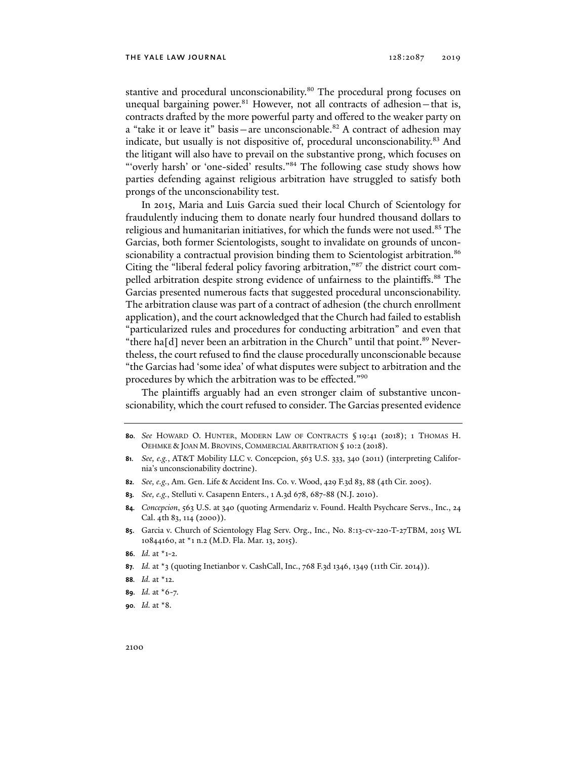stantive and procedural unconscionability.[80] The procedural prong focuses on unequal bargaining power.[81] However, not all contracts of adhesion—that is, contracts drafted by the more powerful party and offered to the weaker party on a "take it or leave it" basis—are unconscionable.[82] A contract of adhesion may indicate, but usually is not dispositive of, procedural unconscionability.[83] And the litigant will also have to prevail on the substantive prong, which focuses on "'overly harsh' or 'one-sided' results."[84] The following case study shows how parties defending against religious arbitration have struggled to satisfy both prongs of the unconscionability test.

In 2015, Maria and Luis Garcia sued their local Church of Scientology for fraudulently inducing them to donate nearly four hundred thousand dollars to religious and humanitarian initiatives, for which the funds were not used.[85] The Garcias, both former Scientologists, sought to invalidate on grounds of unconscionability a contractual provision binding them to Scientologist arbitration.[86] Citing the "liberal federal policy favoring arbitration,"[87] the district court compelled arbitration despite strong evidence of unfairness to the plaintiffs.[88] The Garcias presented numerous facts that suggested procedural unconscionability. The arbitration clause was part of a contract of adhesion (the church enrollment application), and the court acknowledged that the Church had failed to establish "particularized rules and procedures for conducting arbitration" and even that "there ha[d] never been an arbitration in the Church" until that point.[89] Nevertheless, the court refused to find the clause procedurally unconscionable because "the Garcias had 'some idea' of what disputes were subject to arbitration and the procedures by which the arbitration was to be effected."[90]

The plaintiffs arguably had an even stronger claim of substantive unconscionability, which the court refused to consider. The Garcias presented evidence

---

80. *See* HOWARD O. HUNTER, MODERN LAW OF CONTRACTS § 19:41 (2018); 1 THOMAS H. OEHMKE & JOAN M. BROVINS, COMMERCIAL ARBITRATION § 10:2 (2018).

81. *See, e.g.*, AT&T Mobility LLC v. Concepcion, 563 U.S. 333, 340 (2011) (interpreting California's unconscionability doctrine).

82. *See, e.g.*, Am. Gen. Life & Accident Ins. Co. v. Wood, 429 F.3d 83, 88 (4th Cir. 2005).

83. *See, e.g.*, Stelluti v. Casapenn Enters., 1 A.3d 678, 687-88 (N.J. 2010).

84. *Concepcion*, 563 U.S. at 340 (quoting Armendariz v. Found. Health Psychcare Servs., Inc., 24 Cal. 4th 83, 114 (2000)).

85. Garcia v. Church of Scientology Flag Serv. Org., Inc., No. 8:13-cv-220-T-27TBM, 2015 WL 10844160, at *1 n.2 (M.D. Fla. Mar. 13, 2015).

86. *Id.* at *1-2.

87. *Id.* at *3 (quoting Inetianbor v. CashCall, Inc., 768 F.3d 1346, 1349 (11th Cir. 2014)).

88. *Id.* at *12.

89. *Id.* at *6-7.

90. *Id.* at *8.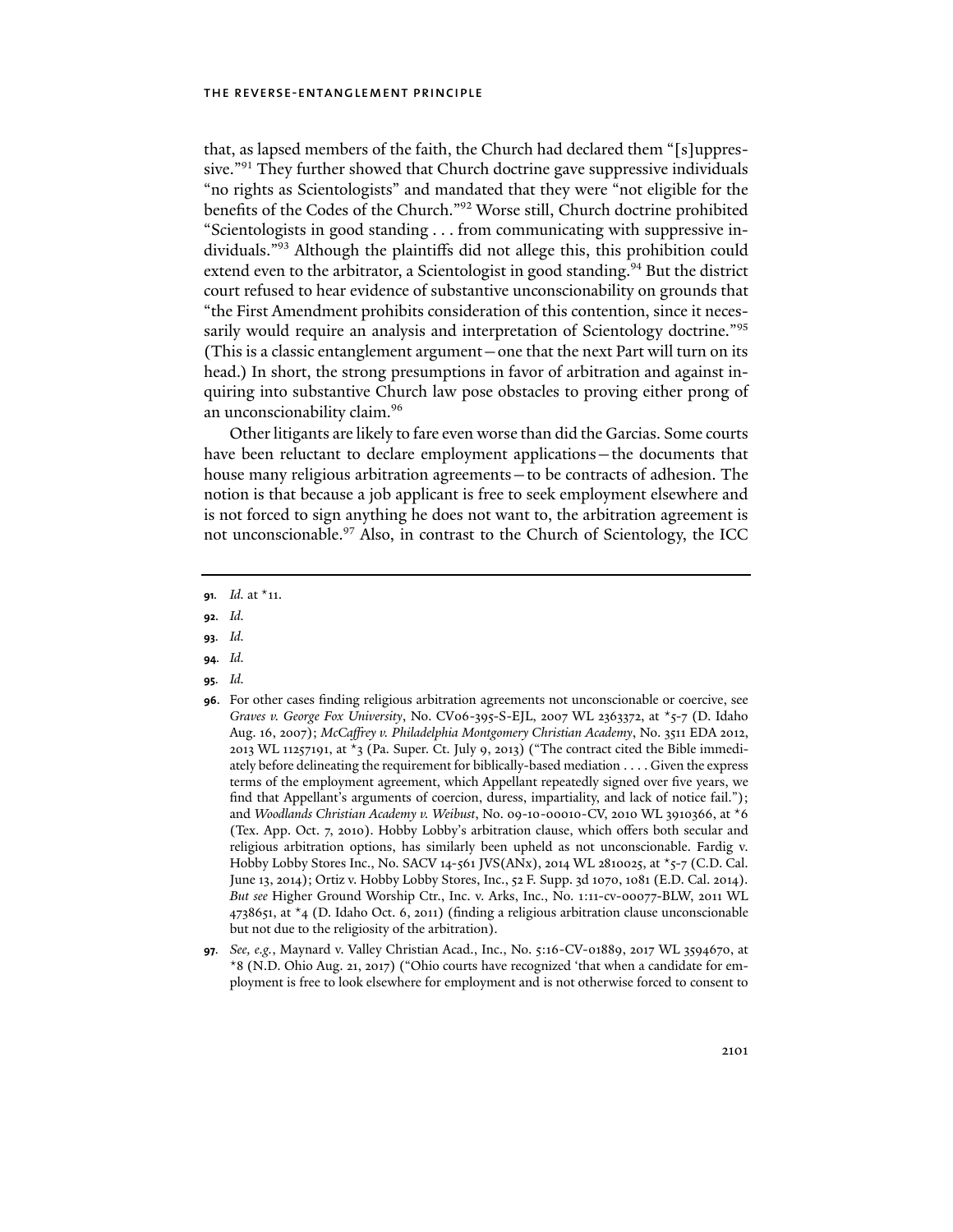that, as lapsed members of the faith, the Church had declared them "[s]uppressive."[91] They further showed that Church doctrine gave suppressive individuals "no rights as Scientologists" and mandated that they were "not eligible for the benefits of the Codes of the Church."[92] Worse still, Church doctrine prohibited "Scientologists in good standing . . . from communicating with suppressive individuals."[93] Although the plaintiffs did not allege this, this prohibition could extend even to the arbitrator, a Scientologist in good standing.[94] But the district court refused to hear evidence of substantive unconscionability on grounds that "the First Amendment prohibits consideration of this contention, since it necessarily would require an analysis and interpretation of Scientology doctrine."[95] (This is a classic entanglement argument—one that the next Part will turn on its head.) In short, the strong presumptions in favor of arbitration and against inquiring into substantive Church law pose obstacles to proving either prong of an unconscionability claim.[96]

Other litigants are likely to fare even worse than did the Garcias. Some courts have been reluctant to declare employment applications—the documents that house many religious arbitration agreements—to be contracts of adhesion. The notion is that because a job applicant is free to seek employment elsewhere and is not forced to sign anything he does not want to, the arbitration agreement is not unconscionable.[97] Also, in contrast to the Church of Scientology, the ICC

---

**91**. *Id.* at *11.

**92**. *Id.*

**93**. *Id.*

**94**. *Id.*

**95**. *Id.*

**96**. For other cases finding religious arbitration agreements not unconscionable or coercive, see *Graves v. George Fox University*, No. CV06-395-S-EJL, 2007 WL 2363372, at *5-7 (D. Idaho Aug. 16, 2007); *McCaffrey v. Philadelphia Montgomery Christian Academy*, No. 3511 EDA 2012, 2013 WL 11257191, at *3 (Pa. Super. Ct. July 9, 2013) ("The contract cited the Bible immediately before delineating the requirement for biblically-based mediation . . . . Given the express terms of the employment agreement, which Appellant repeatedly signed over five years, we find that Appellant's arguments of coercion, duress, impartiality, and lack of notice fail."); and *Woodlands Christian Academy v. Weibust*, No. 09-10-00010-CV, 2010 WL 3910366, at *6 (Tex. App. Oct. 7, 2010). Hobby Lobby's arbitration clause, which offers both secular and religious arbitration options, has similarly been upheld as not unconscionable. Fardig v. Hobby Lobby Stores Inc., No. SACV 14-561 JVS(ANx), 2014 WL 2810025, at *5-7 (C.D. Cal. June 13, 2014); Ortiz v. Hobby Lobby Stores, Inc., 52 F. Supp. 3d 1070, 1081 (E.D. Cal. 2014). *But see* Higher Ground Worship Ctr., Inc. v. Arks, Inc., No. 1:11-cv-00077-BLW, 2011 WL 4738651, at *4 (D. Idaho Oct. 6, 2011) (finding a religious arbitration clause unconscionable but not due to the religiosity of the arbitration).

**97**. *See, e.g.*, Maynard v. Valley Christian Acad., Inc., No. 5:16-CV-01889, 2017 WL 3594670, at *8 (N.D. Ohio Aug. 21, 2017) ("Ohio courts have recognized 'that when a candidate for employment is free to look elsewhere for employment and is not otherwise forced to consent to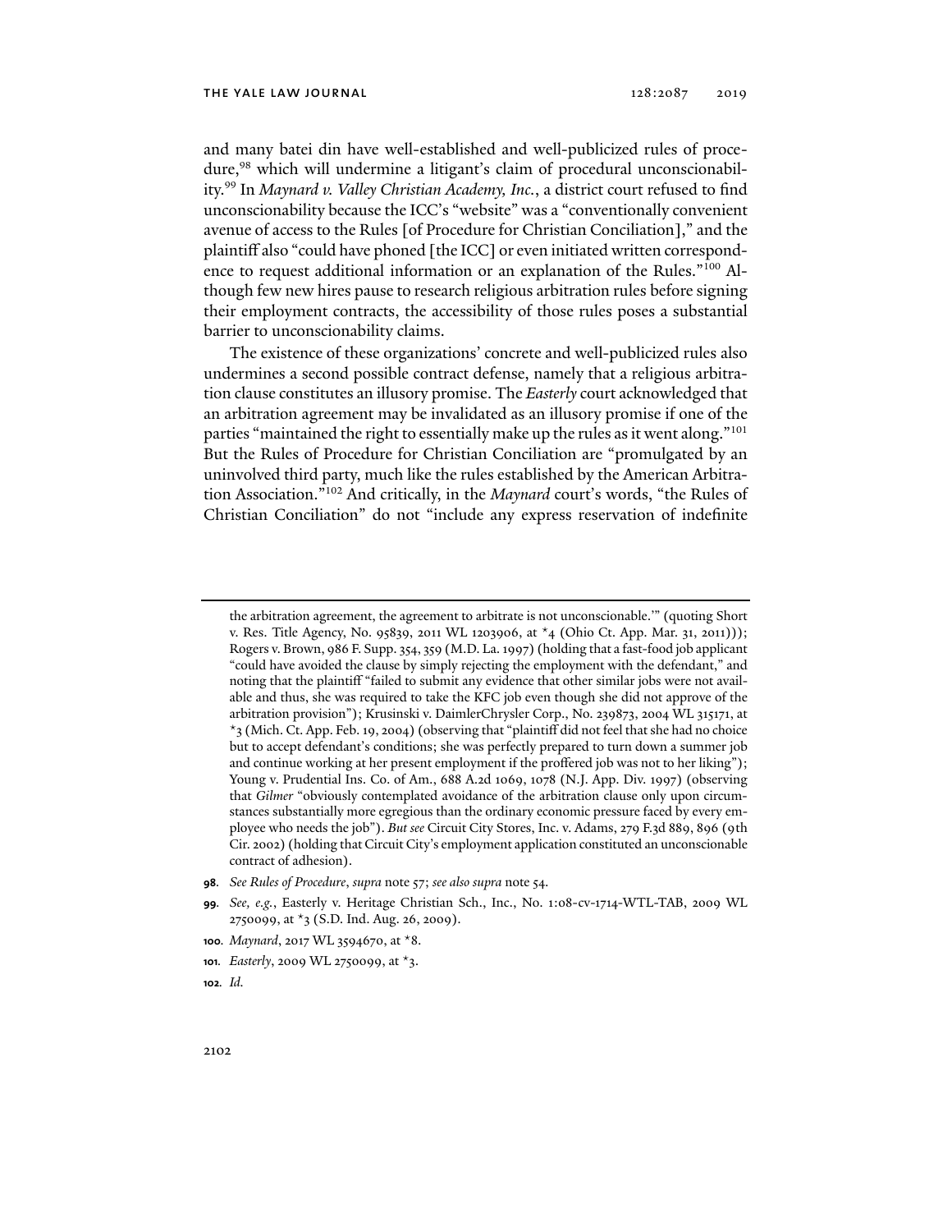and many batei din have well-established and well-publicized rules of procedure,[98] which will undermine a litigant's claim of procedural unconscionability.[99] In *Maynard v. Valley Christian Academy, Inc.*, a district court refused to find unconscionability because the ICC's "website" was a "conventionally convenient avenue of access to the Rules [of Procedure for Christian Conciliation]," and the plaintiff also "could have phoned [the ICC] or even initiated written correspondence to request additional information or an explanation of the Rules."[100] Although few new hires pause to research religious arbitration rules before signing their employment contracts, the accessibility of those rules poses a substantial barrier to unconscionability claims.

The existence of these organizations' concrete and well-publicized rules also undermines a second possible contract defense, namely that a religious arbitration clause constitutes an illusory promise. The *Easterly* court acknowledged that an arbitration agreement may be invalidated as an illusory promise if one of the parties "maintained the right to essentially make up the rules as it went along."[101] But the Rules of Procedure for Christian Conciliation are "promulgated by an uninvolved third party, much like the rules established by the American Arbitration Association."[102] And critically, in the *Maynard* court's words, "the Rules of Christian Conciliation" do not "include any express reservation of indefinite

---

the arbitration agreement, the agreement to arbitrate is not unconscionable.'" (quoting Short v. Res. Title Agency, No. 95839, 2011 WL 1203906, at *4 (Ohio Ct. App. Mar. 31, 2011))); Rogers v. Brown, 986 F. Supp. 354, 359 (M.D. La. 1997) (holding that a fast-food job applicant "could have avoided the clause by simply rejecting the employment with the defendant," and noting that the plaintiff "failed to submit any evidence that other similar jobs were not available and thus, she was required to take the KFC job even though she did not approve of the arbitration provision"); Krusinski v. DaimlerChrysler Corp., No. 239873, 2004 WL 315171, at *3 (Mich. Ct. App. Feb. 19, 2004) (observing that "plaintiff did not feel that she had no choice but to accept defendant's conditions; she was perfectly prepared to turn down a summer job and continue working at her present employment if the proffered job was not to her liking"); Young v. Prudential Ins. Co. of Am., 688 A.2d 1069, 1078 (N.J. App. Div. 1997) (observing that *Gilmer* "obviously contemplated avoidance of the arbitration clause only upon circumstances substantially more egregious than the ordinary economic pressure faced by every employee who needs the job"). *But see* Circuit City Stores, Inc. v. Adams, 279 F.3d 889, 896 (9th Cir. 2002) (holding that Circuit City's employment application constituted an unconscionable contract of adhesion).

**98.** *See Rules of Procedure*, *supra* note 57; *see also supra* note 54.

**99.** *See, e.g.*, Easterly v. Heritage Christian Sch., Inc., No. 1:08-cv-1714-WTL-TAB, 2009 WL 2750099, at *3 (S.D. Ind. Aug. 26, 2009).

**100.** *Maynard*, 2017 WL 3594670, at *8.

**101.** *Easterly*, 2009 WL 2750099, at *3.

**102.** *Id.*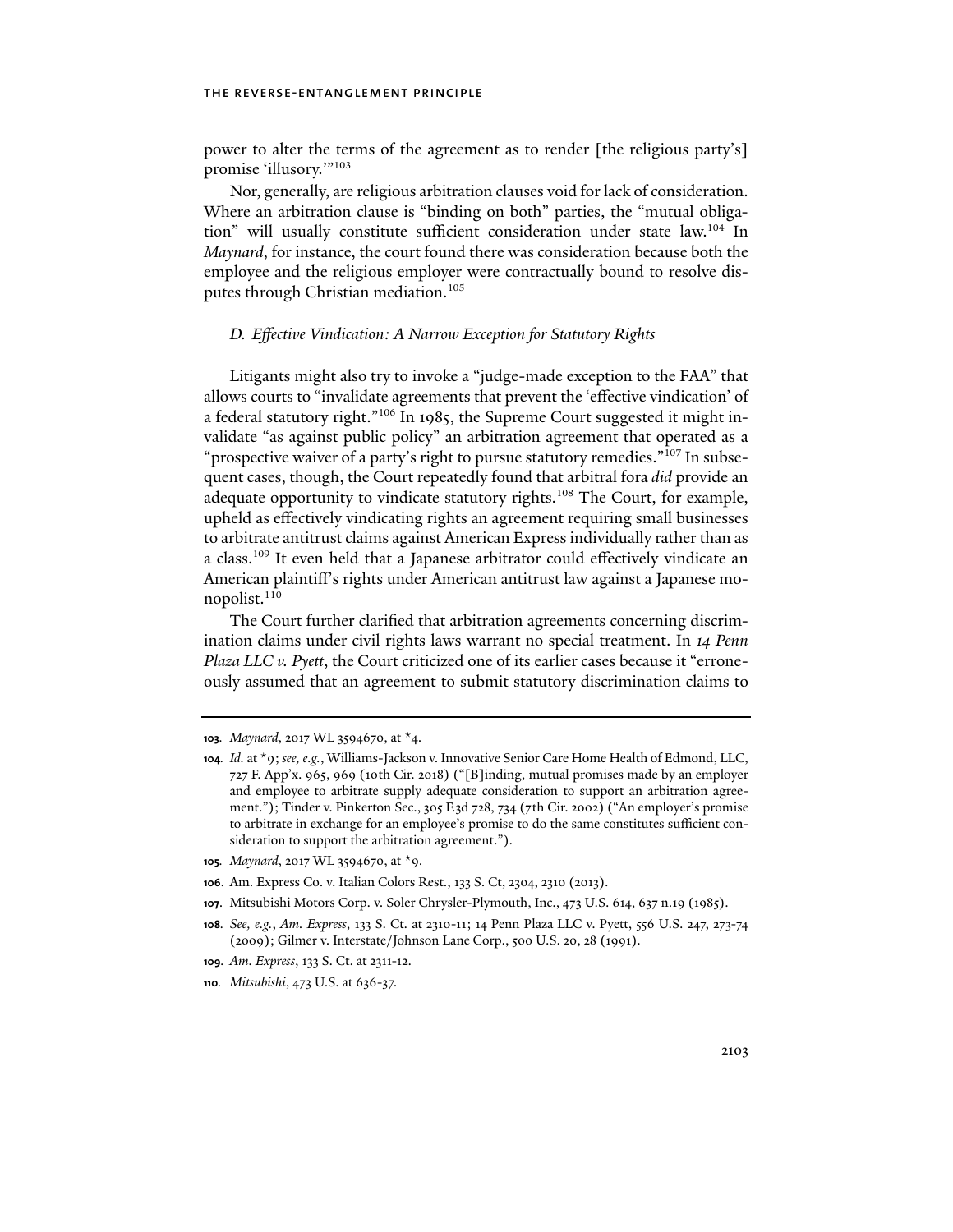power to alter the terms of the agreement as to render [the religious party's] promise 'illusory.'"[103]

Nor, generally, are religious arbitration clauses void for lack of consideration. Where an arbitration clause is "binding on both" parties, the "mutual obligation" will usually constitute sufficient consideration under state law.[104] In *Maynard*, for instance, the court found there was consideration because both the employee and the religious employer were contractually bound to resolve disputes through Christian mediation.[105]

### *D. Effective Vindication: A Narrow Exception for Statutory Rights*

Litigants might also try to invoke a "judge-made exception to the FAA" that allows courts to "invalidate agreements that prevent the 'effective vindication' of a federal statutory right."[106] In 1985, the Supreme Court suggested it might invalidate "as against public policy" an arbitration agreement that operated as a "prospective waiver of a party's right to pursue statutory remedies."[107] In subsequent cases, though, the Court repeatedly found that arbitral fora *did* provide an adequate opportunity to vindicate statutory rights.[108] The Court, for example, upheld as effectively vindicating rights an agreement requiring small businesses to arbitrate antitrust claims against American Express individually rather than as a class.[109] It even held that a Japanese arbitrator could effectively vindicate an American plaintiff's rights under American antitrust law against a Japanese monopolist.[110]

The Court further clarified that arbitration agreements concerning discrimination claims under civil rights laws warrant no special treatment. In *14 Penn Plaza LLC v. Pyett*, the Court criticized one of its earlier cases because it "erroneously assumed that an agreement to submit statutory discrimination claims to

---

**103.** *Maynard*, 2017 WL 3594670, at *4.

**104.** *Id.* at *9; *see, e.g.*, Williams-Jackson v. Innovative Senior Care Home Health of Edmond, LLC, 727 F. App'x. 965, 969 (10th Cir. 2018) ("[B]inding, mutual promises made by an employer and employee to arbitrate supply adequate consideration to support an arbitration agreement."); Tinder v. Pinkerton Sec., 305 F.3d 728, 734 (7th Cir. 2002) ("An employer's promise to arbitrate in exchange for an employee's promise to do the same constitutes sufficient consideration to support the arbitration agreement.").

**105.** *Maynard*, 2017 WL 3594670, at *9.

**106.** Am. Express Co. v. Italian Colors Rest., 133 S. Ct, 2304, 2310 (2013).

**107.** Mitsubishi Motors Corp. v. Soler Chrysler-Plymouth, Inc., 473 U.S. 614, 637 n.19 (1985).

**108.** *See, e.g.*, *Am. Express*, 133 S. Ct. at 2310-11; 14 Penn Plaza LLC v. Pyett, 556 U.S. 247, 273-74 (2009); Gilmer v. Interstate/Johnson Lane Corp., 500 U.S. 20, 28 (1991).

**109.** *Am. Express*, 133 S. Ct. at 2311-12.

**110.** *Mitsubishi*, 473 U.S. at 636-37.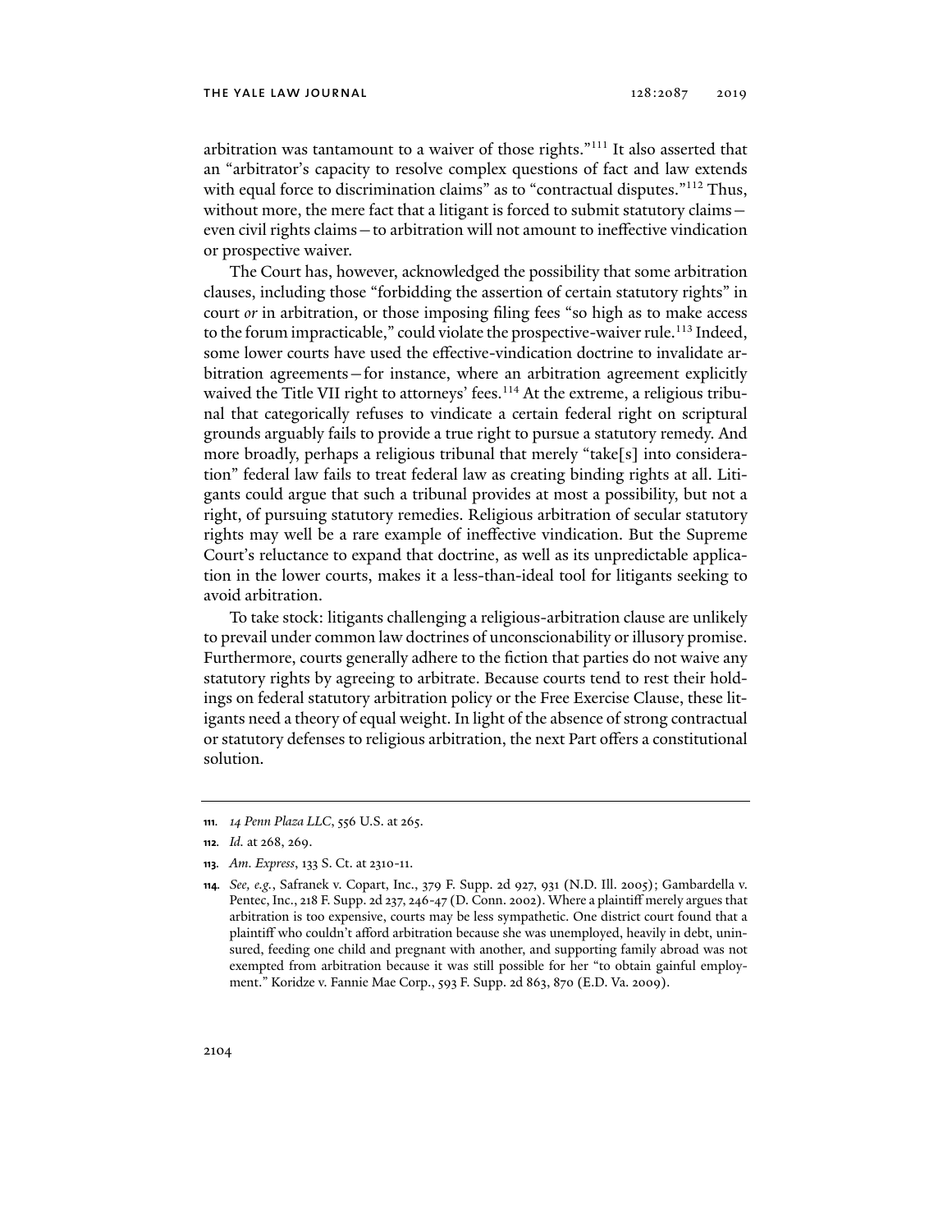arbitration was tantamount to a waiver of those rights."[111] It also asserted that an "arbitrator's capacity to resolve complex questions of fact and law extends with equal force to discrimination claims" as to "contractual disputes."[112] Thus, without more, the mere fact that a litigant is forced to submit statutory claims—even civil rights claims—to arbitration will not amount to ineffective vindication or prospective waiver.

The Court has, however, acknowledged the possibility that some arbitration clauses, including those "forbidding the assertion of certain statutory rights" in court *or* in arbitration, or those imposing filing fees "so high as to make access to the forum impracticable," could violate the prospective-waiver rule.[113] Indeed, some lower courts have used the effective-vindication doctrine to invalidate arbitration agreements—for instance, where an arbitration agreement explicitly waived the Title VII right to attorneys' fees.[114] At the extreme, a religious tribunal that categorically refuses to vindicate a certain federal right on scriptural grounds arguably fails to provide a true right to pursue a statutory remedy. And more broadly, perhaps a religious tribunal that merely "take[s] into consideration" federal law fails to treat federal law as creating binding rights at all. Litigants could argue that such a tribunal provides at most a possibility, but not a right, of pursuing statutory remedies. Religious arbitration of secular statutory rights may well be a rare example of ineffective vindication. But the Supreme Court's reluctance to expand that doctrine, as well as its unpredictable application in the lower courts, makes it a less-than-ideal tool for litigants seeking to avoid arbitration.

To take stock: litigants challenging a religious-arbitration clause are unlikely to prevail under common law doctrines of unconscionability or illusory promise. Furthermore, courts generally adhere to the fiction that parties do not waive any statutory rights by agreeing to arbitrate. Because courts tend to rest their holdings on federal statutory arbitration policy or the Free Exercise Clause, these litigants need a theory of equal weight. In light of the absence of strong contractual or statutory defenses to religious arbitration, the next Part offers a constitutional solution.

---

**111.** *14 Penn Plaza LLC*, 556 U.S. at 265.

**112.** *Id.* at 268, 269.

**113.** *Am. Express*, 133 S. Ct. at 2310-11.

**114.** *See, e.g.*, Safranek v. Copart, Inc., 379 F. Supp. 2d 927, 931 (N.D. Ill. 2005); Gambardella v. Pentec, Inc., 218 F. Supp. 2d 237, 246-47 (D. Conn. 2002). Where a plaintiff merely argues that arbitration is too expensive, courts may be less sympathetic. One district court found that a plaintiff who couldn't afford arbitration because she was unemployed, heavily in debt, uninsured, feeding one child and pregnant with another, and supporting family abroad was not exempted from arbitration because it was still possible for her "to obtain gainful employment." Koridze v. Fannie Mae Corp., 593 F. Supp. 2d 863, 870 (E.D. Va. 2009).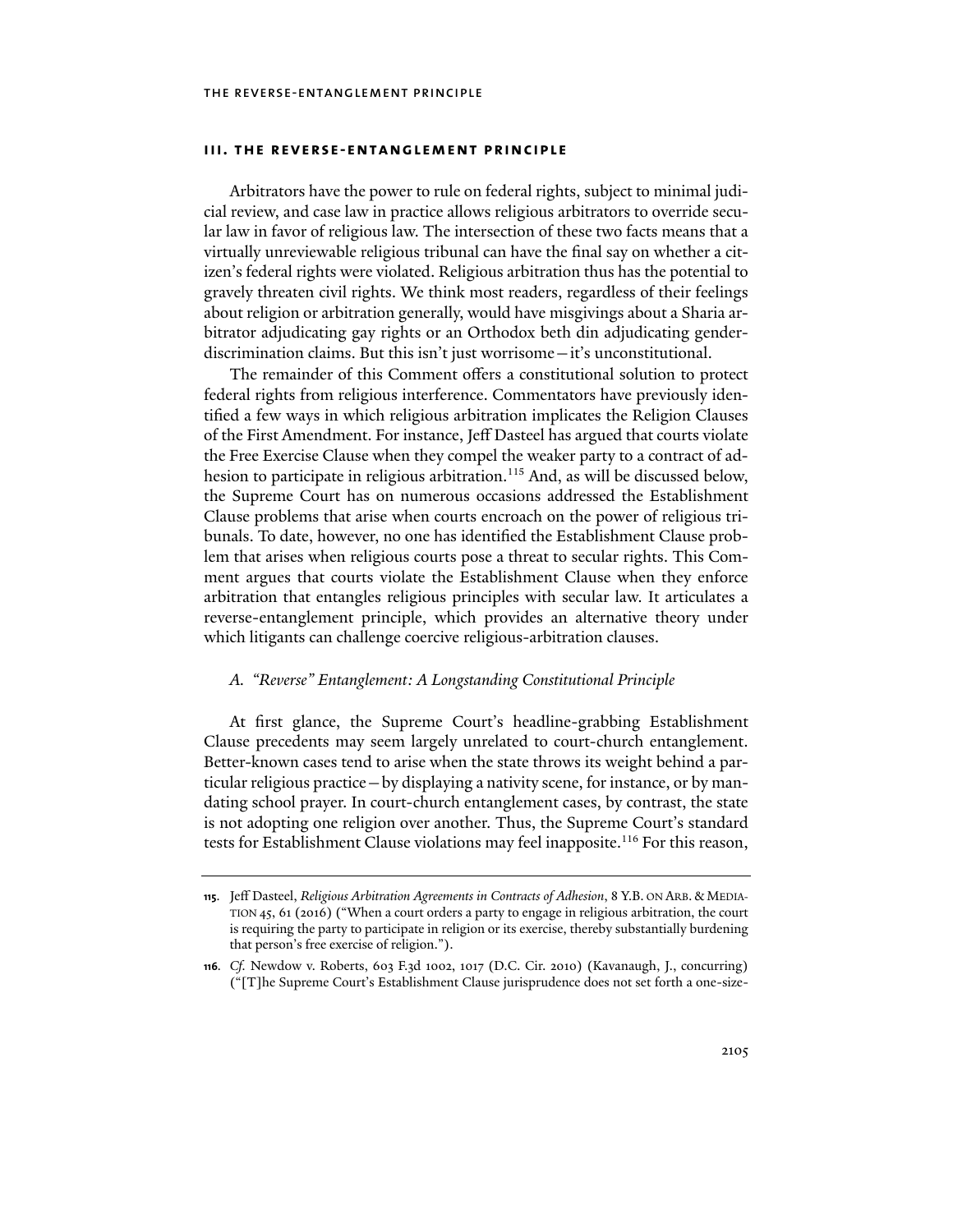## III. THE REVERSE-ENTANGLEMENT PRINCIPLE

Arbitrators have the power to rule on federal rights, subject to minimal judicial review, and case law in practice allows religious arbitrators to override secular law in favor of religious law. The intersection of these two facts means that a virtually unreviewable religious tribunal can have the final say on whether a citizen's federal rights were violated. Religious arbitration thus has the potential to gravely threaten civil rights. We think most readers, regardless of their feelings about religion or arbitration generally, would have misgivings about a Sharia arbitrator adjudicating gay rights or an Orthodox beth din adjudicating gender-discrimination claims. But this isn't just worrisome—it's unconstitutional.

The remainder of this Comment offers a constitutional solution to protect federal rights from religious interference. Commentators have previously identified a few ways in which religious arbitration implicates the Religion Clauses of the First Amendment. For instance, Jeff Dasteel has argued that courts violate the Free Exercise Clause when they compel the weaker party to a contract of adhesion to participate in religious arbitration.[115] And, as will be discussed below, the Supreme Court has on numerous occasions addressed the Establishment Clause problems that arise when courts encroach on the power of religious tribunals. To date, however, no one has identified the Establishment Clause problem that arises when religious courts pose a threat to secular rights. This Comment argues that courts violate the Establishment Clause when they enforce arbitration that entangles religious principles with secular law. It articulates a reverse-entanglement principle, which provides an alternative theory under which litigants can challenge coercive religious-arbitration clauses.

### A. *"Reverse" Entanglement: A Longstanding Constitutional Principle*

At first glance, the Supreme Court's headline-grabbing Establishment Clause precedents may seem largely unrelated to court-church entanglement. Better-known cases tend to arise when the state throws its weight behind a particular religious practice—by displaying a nativity scene, for instance, or by mandating school prayer. In court-church entanglement cases, by contrast, the state is not adopting one religion over another. Thus, the Supreme Court's standard tests for Establishment Clause violations may feel inapposite.[116] For this reason,

---

115. Jeff Dasteel, *Religious Arbitration Agreements in Contracts of Adhesion*, 8 Y.B. ON ARB. & MEDIATION 45, 61 (2016) ("When a court orders a party to engage in religious arbitration, the court is requiring the party to participate in religion or its exercise, thereby substantially burdening that person's free exercise of religion.").

116. *Cf.* Newdow v. Roberts, 603 F.3d 1002, 1017 (D.C. Cir. 2010) (Kavanaugh, J., concurring) ("[T]he Supreme Court's Establishment Clause jurisprudence does not set forth a one-size-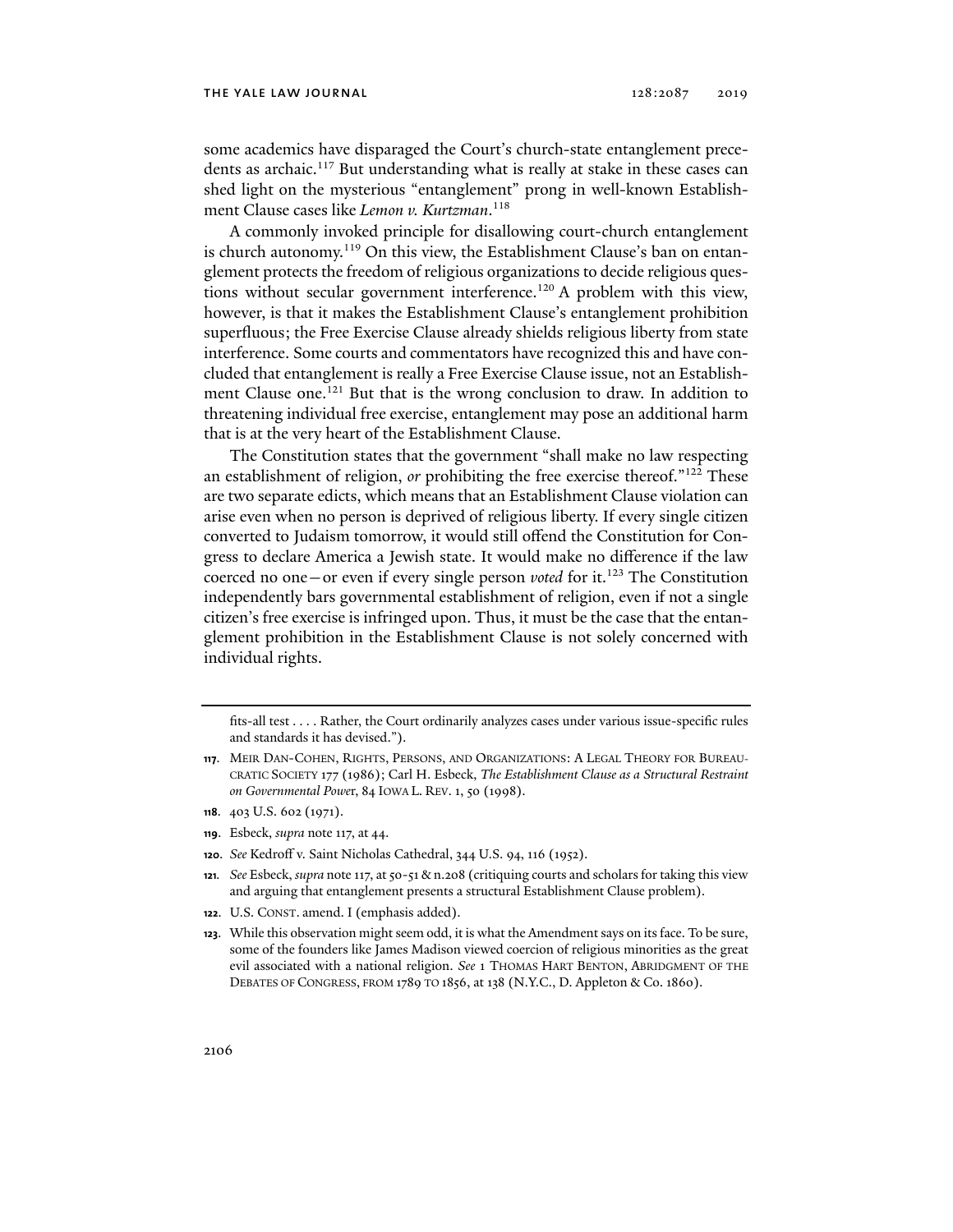some academics have disparaged the Court's church-state entanglement precedents as archaic.[117] But understanding what is really at stake in these cases can shed light on the mysterious "entanglement" prong in well-known Establishment Clause cases like *Lemon v. Kurtzman*.[118]

A commonly invoked principle for disallowing court-church entanglement is church autonomy.[119] On this view, the Establishment Clause's ban on entanglement protects the freedom of religious organizations to decide religious questions without secular government interference.[120] A problem with this view, however, is that it makes the Establishment Clause's entanglement prohibition superfluous; the Free Exercise Clause already shields religious liberty from state interference. Some courts and commentators have recognized this and have concluded that entanglement is really a Free Exercise Clause issue, not an Establishment Clause one.[121] But that is the wrong conclusion to draw. In addition to threatening individual free exercise, entanglement may pose an additional harm that is at the very heart of the Establishment Clause.

The Constitution states that the government "shall make no law respecting an establishment of religion, *or* prohibiting the free exercise thereof."[122] These are two separate edicts, which means that an Establishment Clause violation can arise even when no person is deprived of religious liberty. If every single citizen converted to Judaism tomorrow, it would still offend the Constitution for Congress to declare America a Jewish state. It would make no difference if the law coerced no one—or even if every single person *voted* for it.[123] The Constitution independently bars governmental establishment of religion, even if not a single citizen's free exercise is infringed upon. Thus, it must be the case that the entanglement prohibition in the Establishment Clause is not solely concerned with individual rights.

---

fits-all test . . . . Rather, the Court ordinarily analyzes cases under various issue-specific rules and standards it has devised.").

**117.** MEIR DAN-COHEN, RIGHTS, PERSONS, AND ORGANIZATIONS: A LEGAL THEORY FOR BUREAUCRATIC SOCIETY 177 (1986); Carl H. Esbeck, *The Establishment Clause as a Structural Restraint on Governmental Power*, 84 IOWA L. REV. 1, 50 (1998).

**118.** 403 U.S. 602 (1971).

**119.** Esbeck, *supra* note 117, at 44.

**120.** *See* Kedroff v. Saint Nicholas Cathedral, 344 U.S. 94, 116 (1952).

**121.** *See* Esbeck, *supra* note 117, at 50-51 & n.208 (critiquing courts and scholars for taking this view and arguing that entanglement presents a structural Establishment Clause problem).

**122.** U.S. CONST. amend. I (emphasis added).

**123.** While this observation might seem odd, it is what the Amendment says on its face. To be sure, some of the founders like James Madison viewed coercion of religious minorities as the great evil associated with a national religion. *See* 1 THOMAS HART BENTON, ABRIDGMENT OF THE DEBATES OF CONGRESS, FROM 1789 TO 1856, at 138 (N.Y.C., D. Appleton & Co. 1860).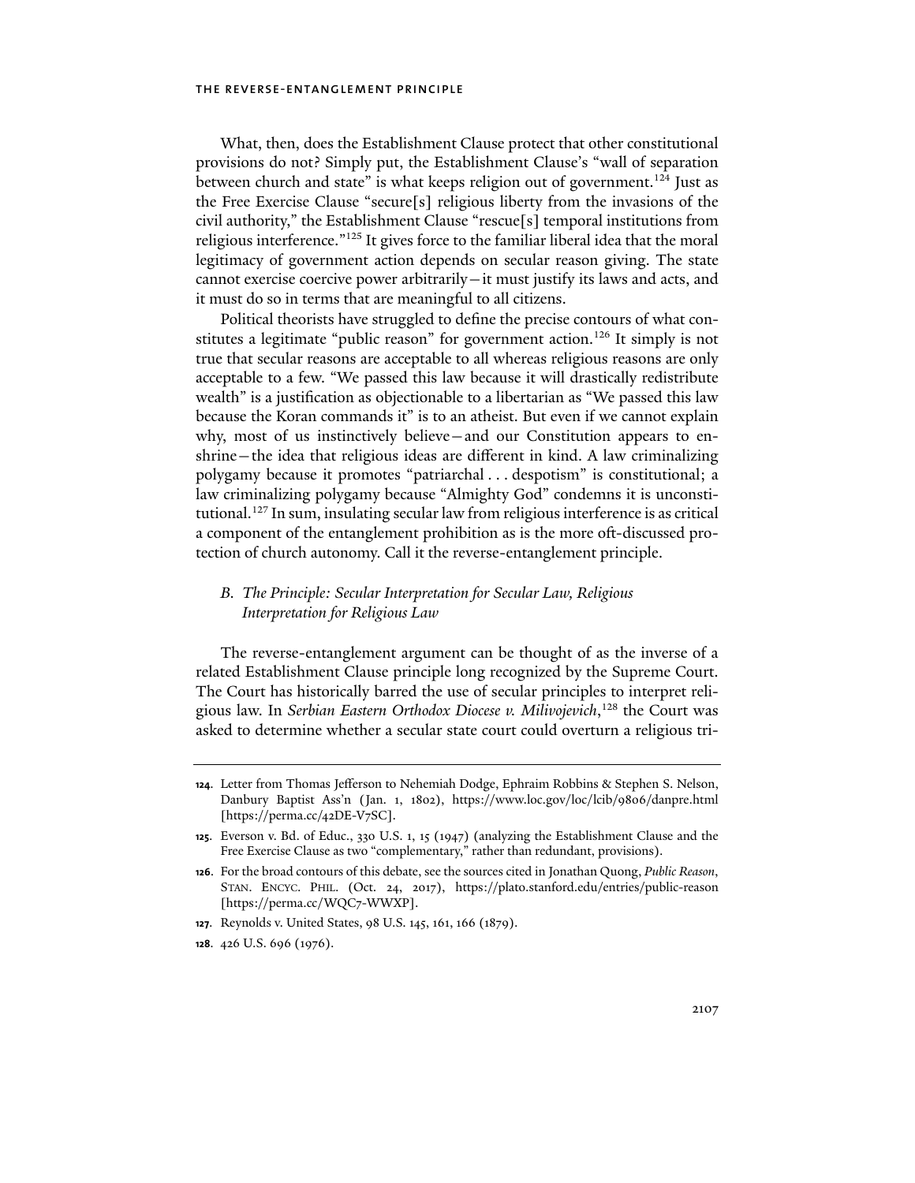What, then, does the Establishment Clause protect that other constitutional provisions do not? Simply put, the Establishment Clause's "wall of separation between church and state" is what keeps religion out of government.[124] Just as the Free Exercise Clause "secure[s] religious liberty from the invasions of the civil authority," the Establishment Clause "rescue[s] temporal institutions from religious interference."[125] It gives force to the familiar liberal idea that the moral legitimacy of government action depends on secular reason giving. The state cannot exercise coercive power arbitrarily—it must justify its laws and acts, and it must do so in terms that are meaningful to all citizens.

Political theorists have struggled to define the precise contours of what constitutes a legitimate "public reason" for government action.[126] It simply is not true that secular reasons are acceptable to all whereas religious reasons are only acceptable to a few. "We passed this law because it will drastically redistribute wealth" is a justification as objectionable to a libertarian as "We passed this law because the Koran commands it" is to an atheist. But even if we cannot explain why, most of us instinctively believe—and our Constitution appears to enshrine—the idea that religious ideas are different in kind. A law criminalizing polygamy because it promotes "patriarchal . . . despotism" is constitutional; a law criminalizing polygamy because "Almighty God" condemns it is unconstitutional.[127] In sum, insulating secular law from religious interference is as critical a component of the entanglement prohibition as is the more oft-discussed protection of church autonomy. Call it the reverse-entanglement principle.

### *B. The Principle: Secular Interpretation for Secular Law, Religious Interpretation for Religious Law*

The reverse-entanglement argument can be thought of as the inverse of a related Establishment Clause principle long recognized by the Supreme Court. The Court has historically barred the use of secular principles to interpret religious law. In *Serbian Eastern Orthodox Diocese v. Milivojevich*,[128] the Court was asked to determine whether a secular state court could overturn a religious tri-

---

124. Letter from Thomas Jefferson to Nehemiah Dodge, Ephraim Robbins & Stephen S. Nelson, Danbury Baptist Ass'n (Jan. 1, 1802), https://www.loc.gov/loc/lcib/9806/danpre.html [https://perma.cc/42DE-V7SC].

125. Everson v. Bd. of Educ., 330 U.S. 1, 15 (1947) (analyzing the Establishment Clause and the Free Exercise Clause as two "complementary," rather than redundant, provisions).

126. For the broad contours of this debate, see the sources cited in Jonathan Quong, *Public Reason*, STAN. ENCYC. PHIL. (Oct. 24, 2017), https://plato.stanford.edu/entries/public-reason [https://perma.cc/WQC7-WWXP].

127. Reynolds v. United States, 98 U.S. 145, 161, 166 (1879).

128. 426 U.S. 696 (1976).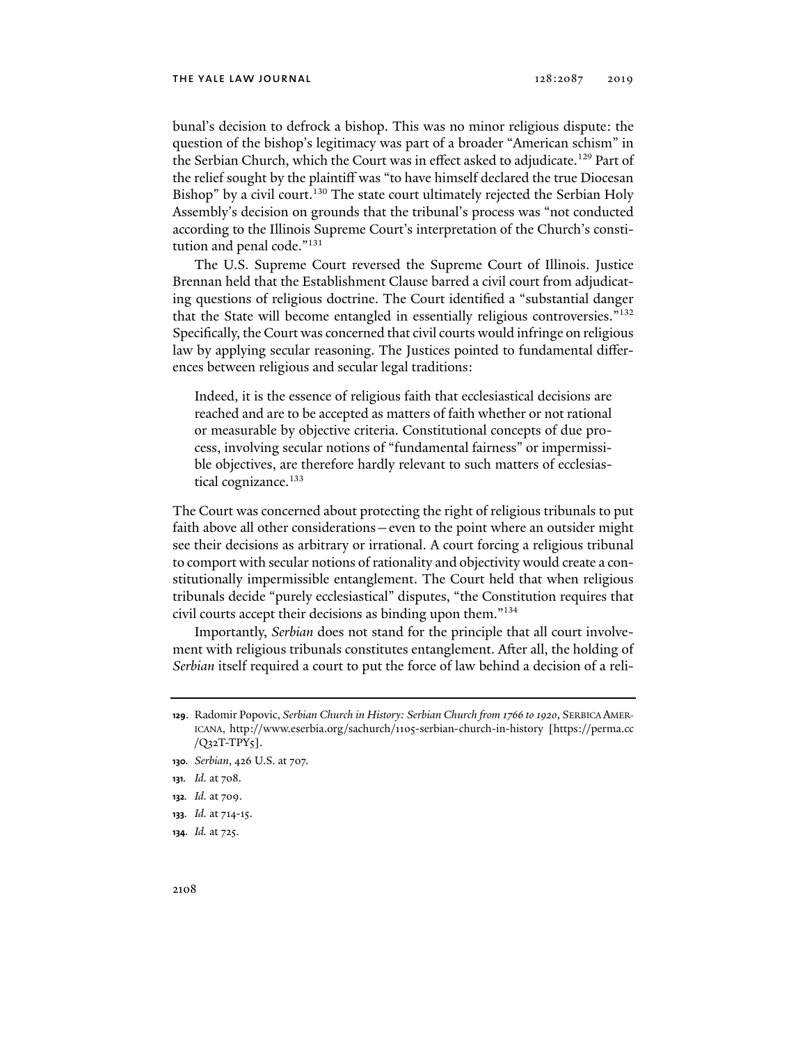bunal's decision to defrock a bishop. This was no minor religious dispute: the question of the bishop's legitimacy was part of a broader "American schism" in the Serbian Church, which the Court was in effect asked to adjudicate.[129] Part of the relief sought by the plaintiff was "to have himself declared the true Diocesan Bishop" by a civil court.[130] The state court ultimately rejected the Serbian Holy Assembly's decision on grounds that the tribunal's process was "not conducted according to the Illinois Supreme Court's interpretation of the Church's constitution and penal code."[131]

The U.S. Supreme Court reversed the Supreme Court of Illinois. Justice Brennan held that the Establishment Clause barred a civil court from adjudicating questions of religious doctrine. The Court identified a "substantial danger that the State will become entangled in essentially religious controversies."[132] Specifically, the Court was concerned that civil courts would infringe on religious law by applying secular reasoning. The Justices pointed to fundamental differences between religious and secular legal traditions:

> Indeed, it is the essence of religious faith that ecclesiastical decisions are reached and are to be accepted as matters of faith whether or not rational or measurable by objective criteria. Constitutional concepts of due process, involving secular notions of "fundamental fairness" or impermissible objectives, are therefore hardly relevant to such matters of ecclesiastical cognizance.[133]

The Court was concerned about protecting the right of religious tribunals to put faith above all other considerations—even to the point where an outsider might see their decisions as arbitrary or irrational. A court forcing a religious tribunal to comport with secular notions of rationality and objectivity would create a constitutionally impermissible entanglement. The Court held that when religious tribunals decide "purely ecclesiastical" disputes, "the Constitution requires that civil courts accept their decisions as binding upon them."[134]

Importantly, *Serbian* does not stand for the principle that all court involvement with religious tribunals constitutes entanglement. After all, the holding of *Serbian* itself required a court to put the force of law behind a decision of a reli-

---

**129.** Radomir Popovic, *Serbian Church in History: Serbian Church from 1766 to 1920*, SERBICA AMERICANA, http://www.eserbia.org/sachurch/1105-serbian-church-in-history [https://perma.cc/Q32T-TPY5].

**130.** *Serbian*, 426 U.S. at 707.

**131.** *Id.* at 708.

**132.** *Id.* at 709.

**133.** *Id.* at 714-15.

**134.** *Id.* at 725.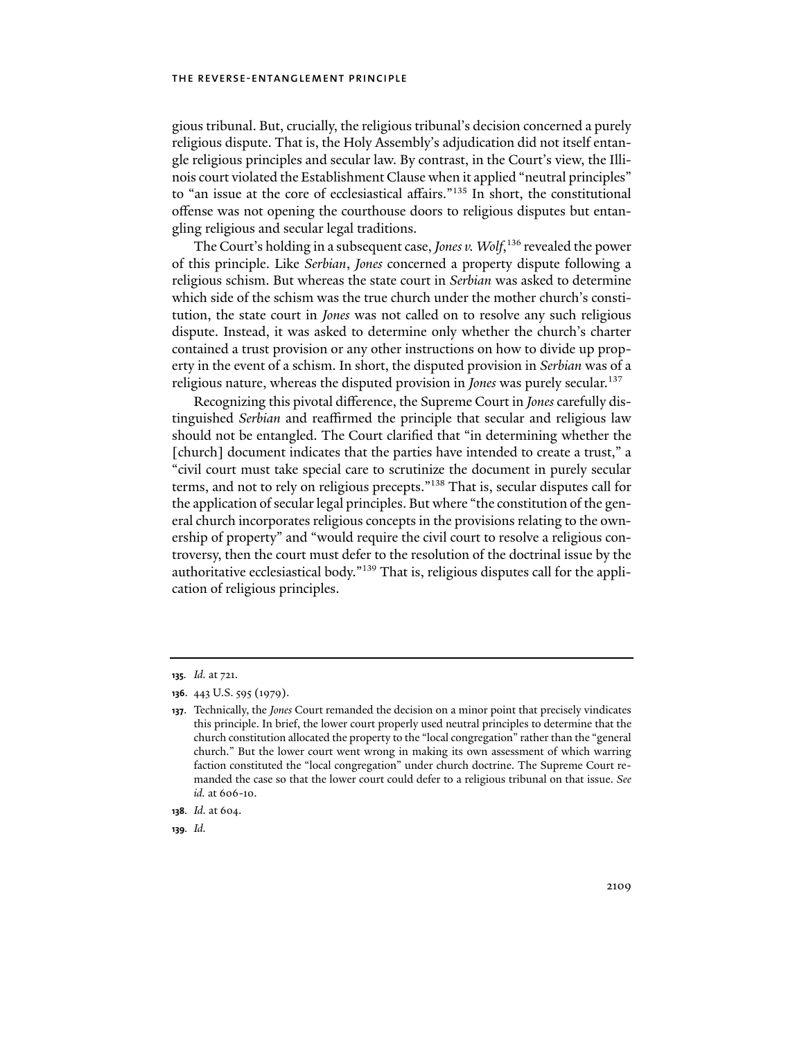gious tribunal. But, crucially, the religious tribunal's decision concerned a purely religious dispute. That is, the Holy Assembly's adjudication did not itself entangle religious principles and secular law. By contrast, in the Court's view, the Illinois court violated the Establishment Clause when it applied "neutral principles" to "an issue at the core of ecclesiastical affairs."[135] In short, the constitutional offense was not opening the courthouse doors to religious disputes but entangling religious and secular legal traditions.

The Court's holding in a subsequent case, *Jones v. Wolf*,[136] revealed the power of this principle. Like *Serbian*, *Jones* concerned a property dispute following a religious schism. But whereas the state court in *Serbian* was asked to determine which side of the schism was the true church under the mother church's constitution, the state court in *Jones* was not called on to resolve any such religious dispute. Instead, it was asked to determine only whether the church's charter contained a trust provision or any other instructions on how to divide up property in the event of a schism. In short, the disputed provision in *Serbian* was of a religious nature, whereas the disputed provision in *Jones* was purely secular.[137]

Recognizing this pivotal difference, the Supreme Court in *Jones* carefully distinguished *Serbian* and reaffirmed the principle that secular and religious law should not be entangled. The Court clarified that "in determining whether the [church] document indicates that the parties have intended to create a trust," a "civil court must take special care to scrutinize the document in purely secular terms, and not to rely on religious precepts."[138] That is, secular disputes call for the application of secular legal principles. But where "the constitution of the general church incorporates religious concepts in the provisions relating to the ownership of property" and "would require the civil court to resolve a religious controversy, then the court must defer to the resolution of the doctrinal issue by the authoritative ecclesiastical body."[139] That is, religious disputes call for the application of religious principles.

---

**135.** *Id.* at 721.

**136.** 443 U.S. 595 (1979).

**137.** Technically, the *Jones* Court remanded the decision on a minor point that precisely vindicates this principle. In brief, the lower court properly used neutral principles to determine that the church constitution allocated the property to the "local congregation" rather than the "general church." But the lower court went wrong in making its own assessment of which warring faction constituted the "local congregation" under church doctrine. The Supreme Court remanded the case so that the lower court could defer to a religious tribunal on that issue. *See id.* at 606-10.

**138.** *Id.* at 604.

**139.** *Id.*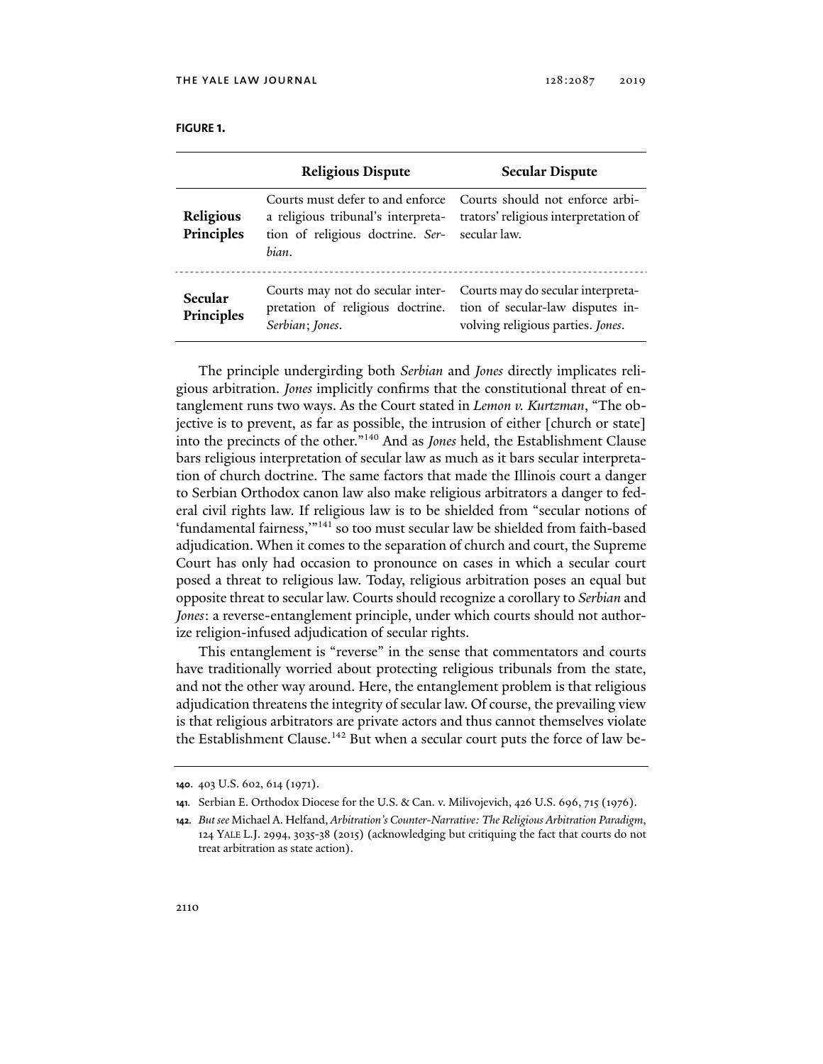**FIGURE 1.**

| | Religious Dispute | Secular Dispute |
|---|---|---|
| **Religious Principles** | Courts must defer to and enforce a religious tribunal's interpretation of religious doctrine. *Serbian*. | Courts should not enforce arbitrators' religious interpretation of secular law. |
| **Secular Principles** | Courts may not do secular interpretation of religious doctrine. *Serbian*; *Jones*. | Courts may do secular interpretation of secular-law disputes involving religious parties. *Jones*. |

The principle undergirding both *Serbian* and *Jones* directly implicates religious arbitration. *Jones* implicitly confirms that the constitutional threat of entanglement runs two ways. As the Court stated in *Lemon v. Kurtzman*, "The objective is to prevent, as far as possible, the intrusion of either [church or state] into the precincts of the other."[140] And as *Jones* held, the Establishment Clause bars religious interpretation of secular law as much as it bars secular interpretation of church doctrine. The same factors that made the Illinois court a danger to Serbian Orthodox canon law also make religious arbitrators a danger to federal civil rights law. If religious law is to be shielded from "secular notions of 'fundamental fairness,'"[141] so too must secular law be shielded from faith-based adjudication. When it comes to the separation of church and court, the Supreme Court has only had occasion to pronounce on cases in which a secular court posed a threat to religious law. Today, religious arbitration poses an equal but opposite threat to secular law. Courts should recognize a corollary to *Serbian* and *Jones*: a reverse-entanglement principle, under which courts should not authorize religion-infused adjudication of secular rights.

This entanglement is "reverse" in the sense that commentators and courts have traditionally worried about protecting religious tribunals from the state, and not the other way around. Here, the entanglement problem is that religious adjudication threatens the integrity of secular law. Of course, the prevailing view is that religious arbitrators are private actors and thus cannot themselves violate the Establishment Clause.[142] But when a secular court puts the force of law be-

---

**140.** 403 U.S. 602, 614 (1971).

**141.** Serbian E. Orthodox Diocese for the U.S. & Can. v. Milivojevich, 426 U.S. 696, 715 (1976).

**142.** *But see* Michael A. Helfand, *Arbitration's Counter-Narrative: The Religious Arbitration Paradigm*, 124 YALE L.J. 2994, 3035-38 (2015) (acknowledging but critiquing the fact that courts do not treat arbitration as state action).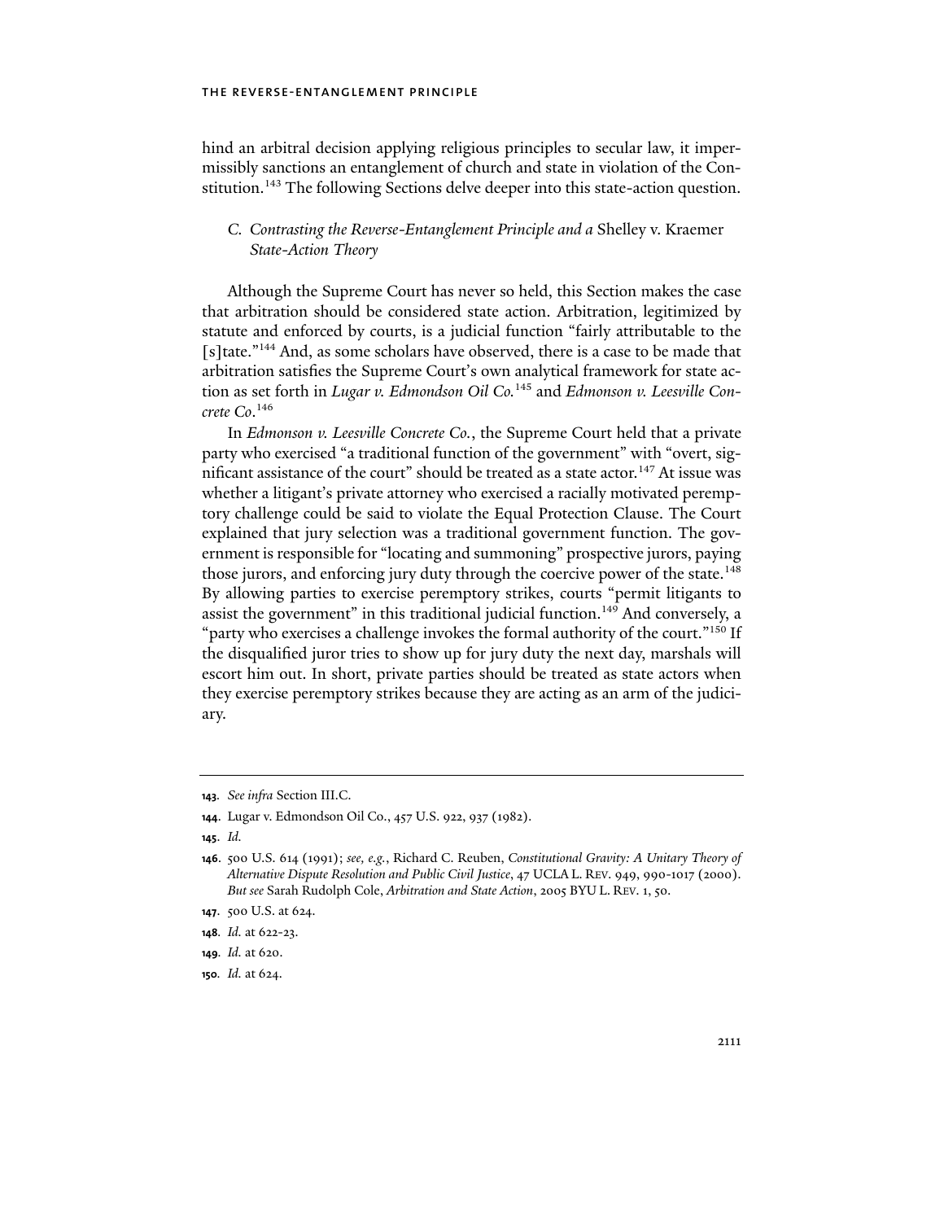hind an arbitral decision applying religious principles to secular law, it impermissibly sanctions an entanglement of church and state in violation of the Constitution.[143] The following Sections delve deeper into this state-action question.

### C. *Contrasting the Reverse-Entanglement Principle and a* Shelley v. Kraemer *State-Action Theory*

Although the Supreme Court has never so held, this Section makes the case that arbitration should be considered state action. Arbitration, legitimized by statute and enforced by courts, is a judicial function "fairly attributable to the [s]tate."[144] And, as some scholars have observed, there is a case to be made that arbitration satisfies the Supreme Court's own analytical framework for state action as set forth in *Lugar v. Edmondson Oil Co.*[145] and *Edmonson v. Leesville Concrete Co.*[146]

In *Edmonson v. Leesville Concrete Co.*, the Supreme Court held that a private party who exercised "a traditional function of the government" with "overt, significant assistance of the court" should be treated as a state actor.[147] At issue was whether a litigant's private attorney who exercised a racially motivated peremptory challenge could be said to violate the Equal Protection Clause. The Court explained that jury selection was a traditional government function. The government is responsible for "locating and summoning" prospective jurors, paying those jurors, and enforcing jury duty through the coercive power of the state.[148] By allowing parties to exercise peremptory strikes, courts "permit litigants to assist the government" in this traditional judicial function.[149] And conversely, a "party who exercises a challenge invokes the formal authority of the court."[150] If the disqualified juror tries to show up for jury duty the next day, marshals will escort him out. In short, private parties should be treated as state actors when they exercise peremptory strikes because they are acting as an arm of the judiciary.

---

**143**. *See infra* Section III.C.

**144**. Lugar v. Edmondson Oil Co., 457 U.S. 922, 937 (1982).

**145**. *Id.*

**146**. 500 U.S. 614 (1991); *see, e.g.*, Richard C. Reuben, *Constitutional Gravity: A Unitary Theory of Alternative Dispute Resolution and Public Civil Justice*, 47 UCLA L. REV. 949, 990-1017 (2000). *But see* Sarah Rudolph Cole, *Arbitration and State Action*, 2005 BYU L. REV. 1, 50.

**147**. 500 U.S. at 624.

**148**. *Id.* at 622-23.

**149**. *Id.* at 620.

**150**. *Id.* at 624.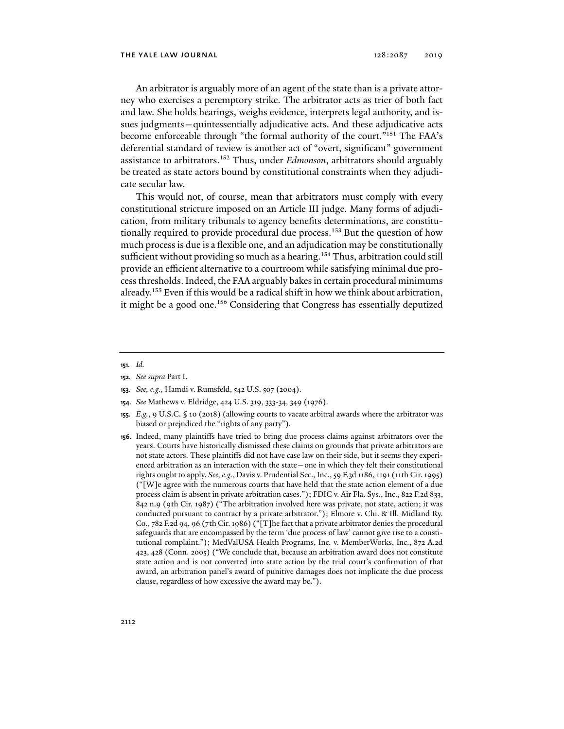An arbitrator is arguably more of an agent of the state than is a private attorney who exercises a peremptory strike. The arbitrator acts as trier of both fact and law. She holds hearings, weighs evidence, interprets legal authority, and issues judgments—quintessentially adjudicative acts. And these adjudicative acts become enforceable through "the formal authority of the court."[151] The FAA's deferential standard of review is another act of "overt, significant" government assistance to arbitrators.[152] Thus, under *Edmonson*, arbitrators should arguably be treated as state actors bound by constitutional constraints when they adjudicate secular law.

This would not, of course, mean that arbitrators must comply with every constitutional stricture imposed on an Article III judge. Many forms of adjudication, from military tribunals to agency benefits determinations, are constitutionally required to provide procedural due process.[153] But the question of how much process is due is a flexible one, and an adjudication may be constitutionally sufficient without providing so much as a hearing.[154] Thus, arbitration could still provide an efficient alternative to a courtroom while satisfying minimal due process thresholds. Indeed, the FAA arguably bakes in certain procedural minimums already.[155] Even if this would be a radical shift in how we think about arbitration, it might be a good one.[156] Considering that Congress has essentially deputized

---

**151.** *Id.*

**152.** *See supra* Part I.

**153.** *See, e.g.*, Hamdi v. Rumsfeld, 542 U.S. 507 (2004).

**154.** *See* Mathews v. Eldridge, 424 U.S. 319, 333-34, 349 (1976).

**155.** *E.g.*, 9 U.S.C. § 10 (2018) (allowing courts to vacate arbitral awards where the arbitrator was biased or prejudiced the "rights of any party").

**156.** Indeed, many plaintiffs have tried to bring due process claims against arbitrators over the years. Courts have historically dismissed these claims on grounds that private arbitrators are not state actors. These plaintiffs did not have case law on their side, but it seems they experienced arbitration as an interaction with the state—one in which they felt their constitutional rights ought to apply. *See, e.g.*, Davis v. Prudential Sec., Inc., 59 F.3d 1186, 1191 (11th Cir. 1995) ("[W]e agree with the numerous courts that have held that the state action element of a due process claim is absent in private arbitration cases."); FDIC v. Air Fla. Sys., Inc., 822 F.2d 833, 842 n.9 (9th Cir. 1987) ("The arbitration involved here was private, not state, action; it was conducted pursuant to contract by a private arbitrator."); Elmore v. Chi. & Ill. Midland Ry. Co., 782 F.2d 94, 96 (7th Cir. 1986) ("[T]he fact that a private arbitrator denies the procedural safeguards that are encompassed by the term 'due process of law' cannot give rise to a constitutional complaint."); MedValUSA Health Programs, Inc. v. MemberWorks, Inc., 872 A.2d 423, 428 (Conn. 2005) ("We conclude that, because an arbitration award does not constitute state action and is not converted into state action by the trial court's confirmation of that award, an arbitration panel's award of punitive damages does not implicate the due process clause, regardless of how excessive the award may be.").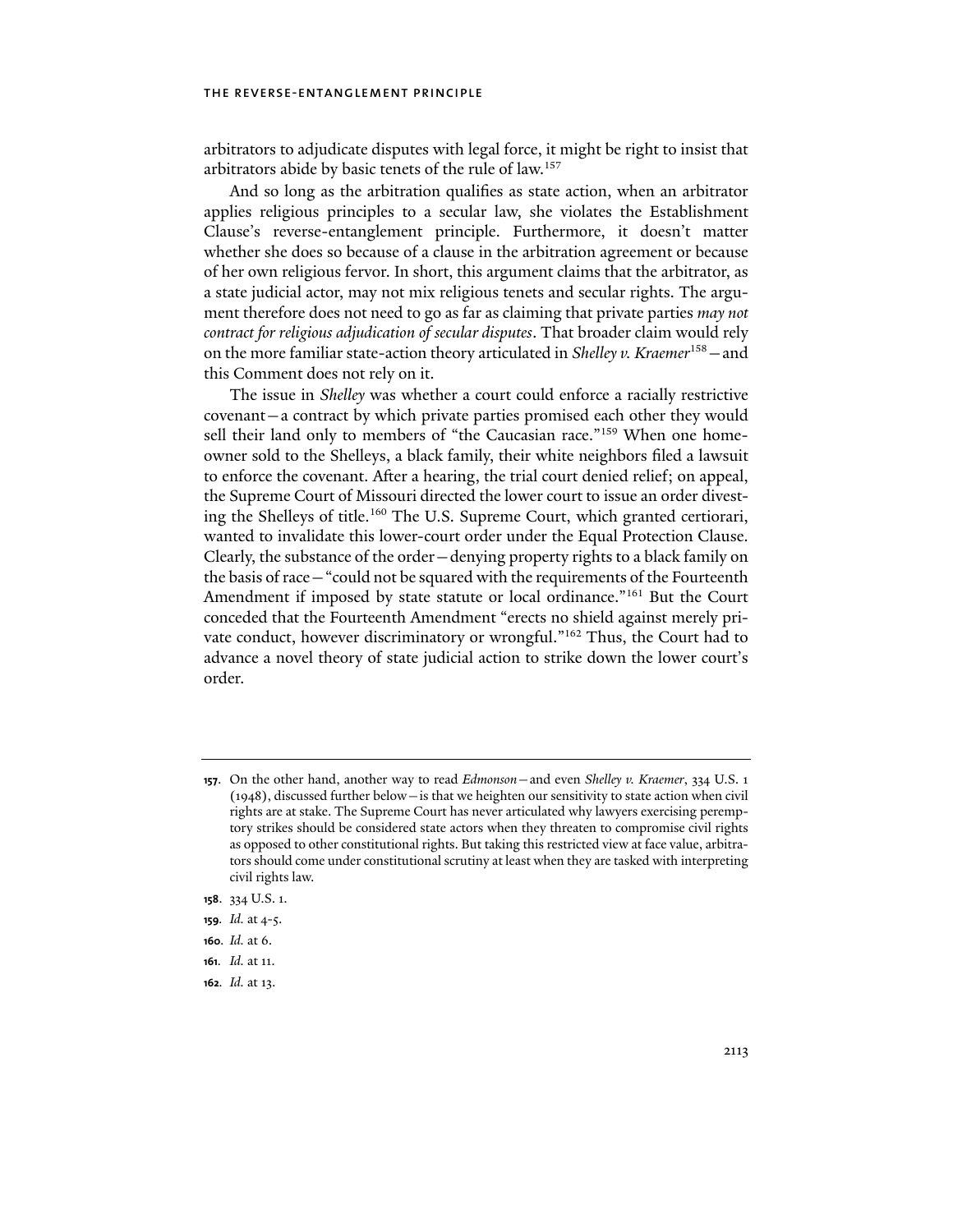arbitrators to adjudicate disputes with legal force, it might be right to insist that arbitrators abide by basic tenets of the rule of law.[157]

And so long as the arbitration qualifies as state action, when an arbitrator applies religious principles to a secular law, she violates the Establishment Clause's reverse-entanglement principle. Furthermore, it doesn't matter whether she does so because of a clause in the arbitration agreement or because of her own religious fervor. In short, this argument claims that the arbitrator, as a state judicial actor, may not mix religious tenets and secular rights. The argument therefore does not need to go as far as claiming that private parties *may not contract for religious adjudication of secular disputes*. That broader claim would rely on the more familiar state-action theory articulated in *Shelley v. Kraemer*[158]—and this Comment does not rely on it.

The issue in *Shelley* was whether a court could enforce a racially restrictive covenant—a contract by which private parties promised each other they would sell their land only to members of "the Caucasian race."[159] When one homeowner sold to the Shelleys, a black family, their white neighbors filed a lawsuit to enforce the covenant. After a hearing, the trial court denied relief; on appeal, the Supreme Court of Missouri directed the lower court to issue an order divesting the Shelleys of title.[160] The U.S. Supreme Court, which granted certiorari, wanted to invalidate this lower-court order under the Equal Protection Clause. Clearly, the substance of the order—denying property rights to a black family on the basis of race—"could not be squared with the requirements of the Fourteenth Amendment if imposed by state statute or local ordinance."[161] But the Court conceded that the Fourteenth Amendment "erects no shield against merely private conduct, however discriminatory or wrongful."[162] Thus, the Court had to advance a novel theory of state judicial action to strike down the lower court's order.

---

**157**. On the other hand, another way to read *Edmonson*—and even *Shelley v. Kraemer*, 334 U.S. 1 (1948), discussed further below—is that we heighten our sensitivity to state action when civil rights are at stake. The Supreme Court has never articulated why lawyers exercising peremptory strikes should be considered state actors when they threaten to compromise civil rights as opposed to other constitutional rights. But taking this restricted view at face value, arbitrators should come under constitutional scrutiny at least when they are tasked with interpreting civil rights law.

**158**. 334 U.S. 1.

**159**. *Id.* at 4-5.

**160**. *Id.* at 6.

**161**. *Id.* at 11.

**162**. *Id.* at 13.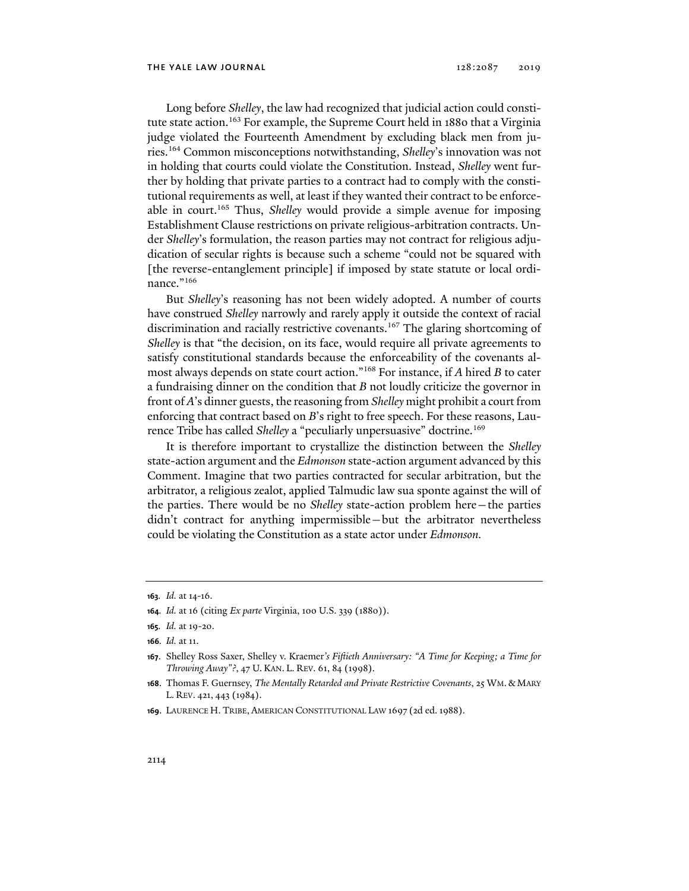Long before *Shelley*, the law had recognized that judicial action could constitute state action.[163] For example, the Supreme Court held in 1880 that a Virginia judge violated the Fourteenth Amendment by excluding black men from juries.[164] Common misconceptions notwithstanding, *Shelley*'s innovation was not in holding that courts could violate the Constitution. Instead, *Shelley* went further by holding that private parties to a contract had to comply with the constitutional requirements as well, at least if they wanted their contract to be enforceable in court.[165] Thus, *Shelley* would provide a simple avenue for imposing Establishment Clause restrictions on private religious-arbitration contracts. Under *Shelley*'s formulation, the reason parties may not contract for religious adjudication of secular rights is because such a scheme "could not be squared with [the reverse-entanglement principle] if imposed by state statute or local ordinance."[166]

But *Shelley*'s reasoning has not been widely adopted. A number of courts have construed *Shelley* narrowly and rarely apply it outside the context of racial discrimination and racially restrictive covenants.[167] The glaring shortcoming of *Shelley* is that "the decision, on its face, would require all private agreements to satisfy constitutional standards because the enforceability of the covenants almost always depends on state court action."[168] For instance, if *A* hired *B* to cater a fundraising dinner on the condition that *B* not loudly criticize the governor in front of *A*'s dinner guests, the reasoning from *Shelley* might prohibit a court from enforcing that contract based on *B*'s right to free speech. For these reasons, Laurence Tribe has called *Shelley* a "peculiarly unpersuasive" doctrine.[169]

It is therefore important to crystallize the distinction between the *Shelley* state-action argument and the *Edmonson* state-action argument advanced by this Comment. Imagine that two parties contracted for secular arbitration, but the arbitrator, a religious zealot, applied Talmudic law sua sponte against the will of the parties. There would be no *Shelley* state-action problem here—the parties didn't contract for anything impermissible—but the arbitrator nevertheless could be violating the Constitution as a state actor under *Edmonson*.

---

163. *Id.* at 14-16.

164. *Id.* at 16 (citing *Ex parte* Virginia, 100 U.S. 339 (1880)).

165. *Id.* at 19-20.

166. *Id.* at 11.

167. Shelley Ross Saxer, Shelley v. Kraemer*'s Fiftieth Anniversary: "A Time for Keeping; a Time for Throwing Away"?*, 47 U. KAN. L. REV. 61, 84 (1998).

168. Thomas F. Guernsey, *The Mentally Retarded and Private Restrictive Covenants*, 25 WM. & MARY L. REV. 421, 443 (1984).

169. LAURENCE H. TRIBE, AMERICAN CONSTITUTIONAL LAW 1697 (2d ed. 1988).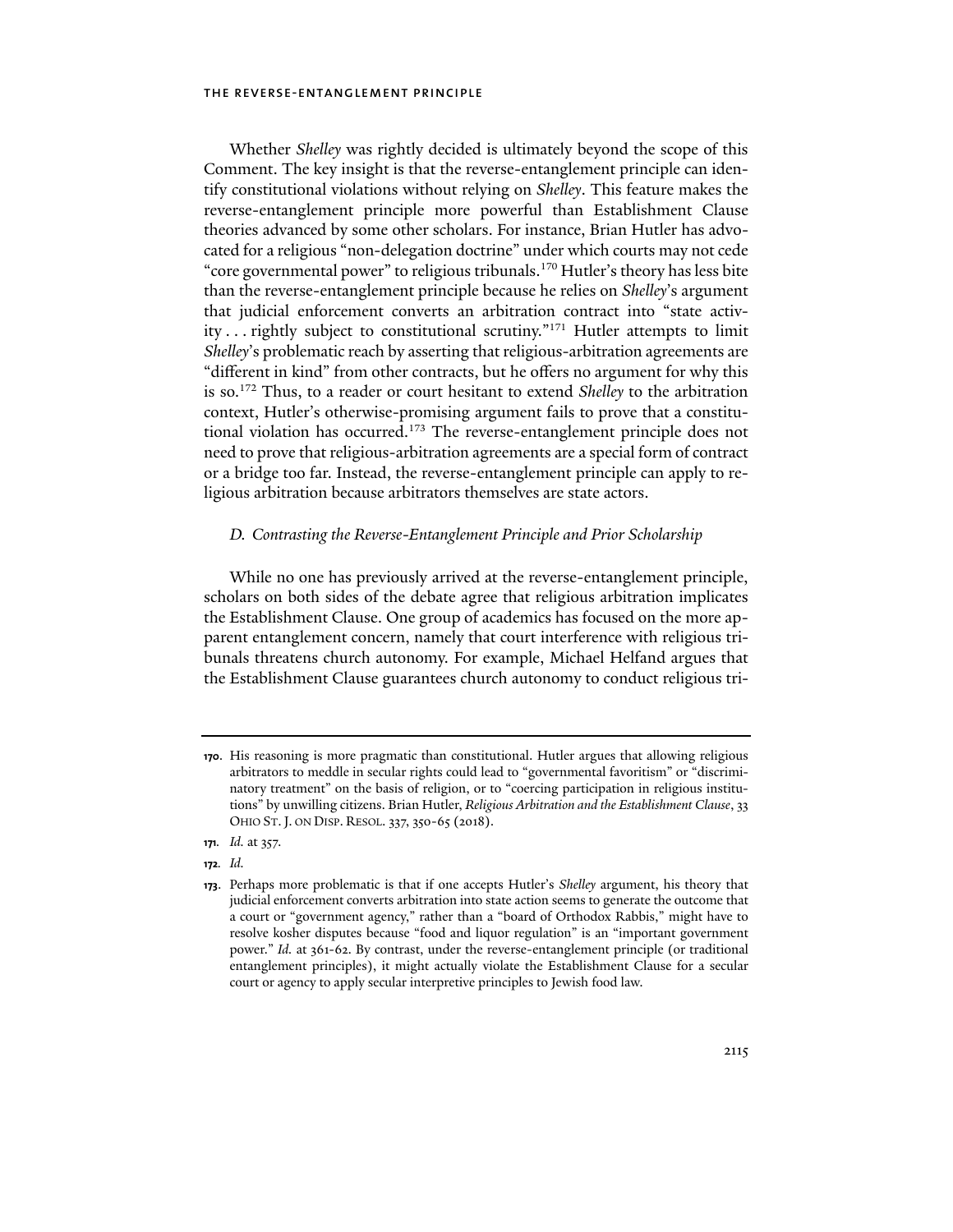Whether *Shelley* was rightly decided is ultimately beyond the scope of this Comment. The key insight is that the reverse-entanglement principle can identify constitutional violations without relying on *Shelley*. This feature makes the reverse-entanglement principle more powerful than Establishment Clause theories advanced by some other scholars. For instance, Brian Hutler has advocated for a religious "non-delegation doctrine" under which courts may not cede "core governmental power" to religious tribunals.[170] Hutler's theory has less bite than the reverse-entanglement principle because he relies on *Shelley*'s argument that judicial enforcement converts an arbitration contract into "state activity . . . rightly subject to constitutional scrutiny."[171] Hutler attempts to limit *Shelley*'s problematic reach by asserting that religious-arbitration agreements are "different in kind" from other contracts, but he offers no argument for why this is so.[172] Thus, to a reader or court hesitant to extend *Shelley* to the arbitration context, Hutler's otherwise-promising argument fails to prove that a constitutional violation has occurred.[173] The reverse-entanglement principle does not need to prove that religious-arbitration agreements are a special form of contract or a bridge too far. Instead, the reverse-entanglement principle can apply to religious arbitration because arbitrators themselves are state actors.

### *D. Contrasting the Reverse-Entanglement Principle and Prior Scholarship*

While no one has previously arrived at the reverse-entanglement principle, scholars on both sides of the debate agree that religious arbitration implicates the Establishment Clause. One group of academics has focused on the more apparent entanglement concern, namely that court interference with religious tribunals threatens church autonomy. For example, Michael Helfand argues that the Establishment Clause guarantees church autonomy to conduct religious tri-

---

**170.** His reasoning is more pragmatic than constitutional. Hutler argues that allowing religious arbitrators to meddle in secular rights could lead to "governmental favoritism" or "discriminatory treatment" on the basis of religion, or to "coercing participation in religious institutions" by unwilling citizens. Brian Hutler, *Religious Arbitration and the Establishment Clause*, 33 OHIO ST. J. ON DISP. RESOL. 337, 350-65 (2018).

**171.** *Id.* at 357.

**172.** *Id.*

**173.** Perhaps more problematic is that if one accepts Hutler's *Shelley* argument, his theory that judicial enforcement converts arbitration into state action seems to generate the outcome that a court or "government agency," rather than a "board of Orthodox Rabbis," might have to resolve kosher disputes because "food and liquor regulation" is an "important government power." *Id.* at 361-62. By contrast, under the reverse-entanglement principle (or traditional entanglement principles), it might actually violate the Establishment Clause for a secular court or agency to apply secular interpretive principles to Jewish food law.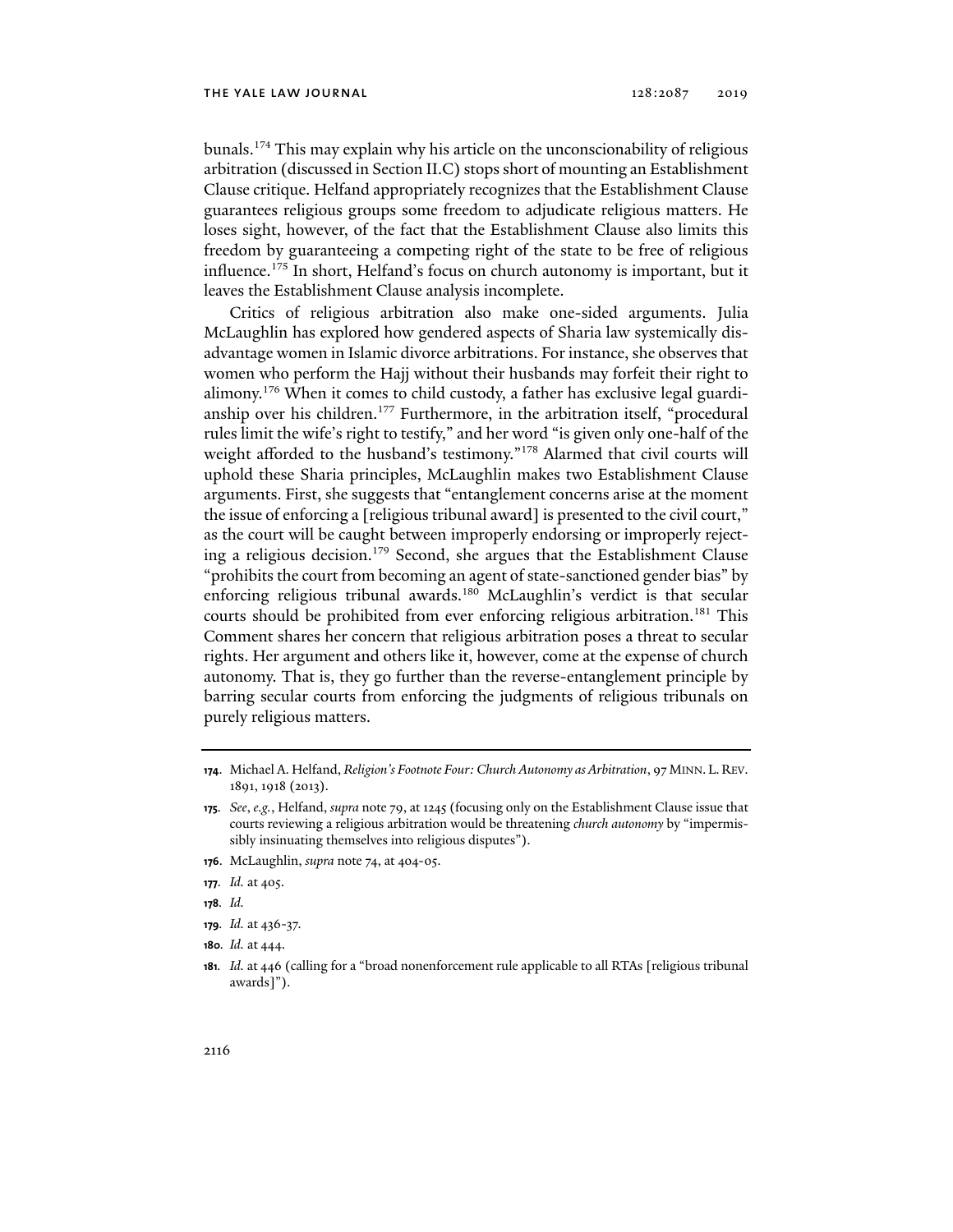bunals.[174] This may explain why his article on the unconscionability of religious arbitration (discussed in Section II.C) stops short of mounting an Establishment Clause critique. Helfand appropriately recognizes that the Establishment Clause guarantees religious groups some freedom to adjudicate religious matters. He loses sight, however, of the fact that the Establishment Clause also limits this freedom by guaranteeing a competing right of the state to be free of religious influence.[175] In short, Helfand's focus on church autonomy is important, but it leaves the Establishment Clause analysis incomplete.

Critics of religious arbitration also make one-sided arguments. Julia McLaughlin has explored how gendered aspects of Sharia law systemically disadvantage women in Islamic divorce arbitrations. For instance, she observes that women who perform the Hajj without their husbands may forfeit their right to alimony.[176] When it comes to child custody, a father has exclusive legal guardianship over his children.[177] Furthermore, in the arbitration itself, "procedural rules limit the wife's right to testify," and her word "is given only one-half of the weight afforded to the husband's testimony."[178] Alarmed that civil courts will uphold these Sharia principles, McLaughlin makes two Establishment Clause arguments. First, she suggests that "entanglement concerns arise at the moment the issue of enforcing a [religious tribunal award] is presented to the civil court," as the court will be caught between improperly endorsing or improperly rejecting a religious decision.[179] Second, she argues that the Establishment Clause "prohibits the court from becoming an agent of state-sanctioned gender bias" by enforcing religious tribunal awards.[180] McLaughlin's verdict is that secular courts should be prohibited from ever enforcing religious arbitration.[181] This Comment shares her concern that religious arbitration poses a threat to secular rights. Her argument and others like it, however, come at the expense of church autonomy. That is, they go further than the reverse-entanglement principle by barring secular courts from enforcing the judgments of religious tribunals on purely religious matters.

---

**174.** Michael A. Helfand, *Religion's Footnote Four: Church Autonomy as Arbitration*, 97 MINN. L. REV. 1891, 1918 (2013).

**175.** *See*, *e.g.*, Helfand, *supra* note 79, at 1245 (focusing only on the Establishment Clause issue that courts reviewing a religious arbitration would be threatening *church autonomy* by "impermissibly insinuating themselves into religious disputes").

**176.** McLaughlin, *supra* note 74, at 404-05.

**177.** *Id.* at 405.

**178.** *Id.*

**179.** *Id.* at 436-37.

**180.** *Id.* at 444.

**181.** *Id.* at 446 (calling for a "broad nonenforcement rule applicable to all RTAs [religious tribunal awards]").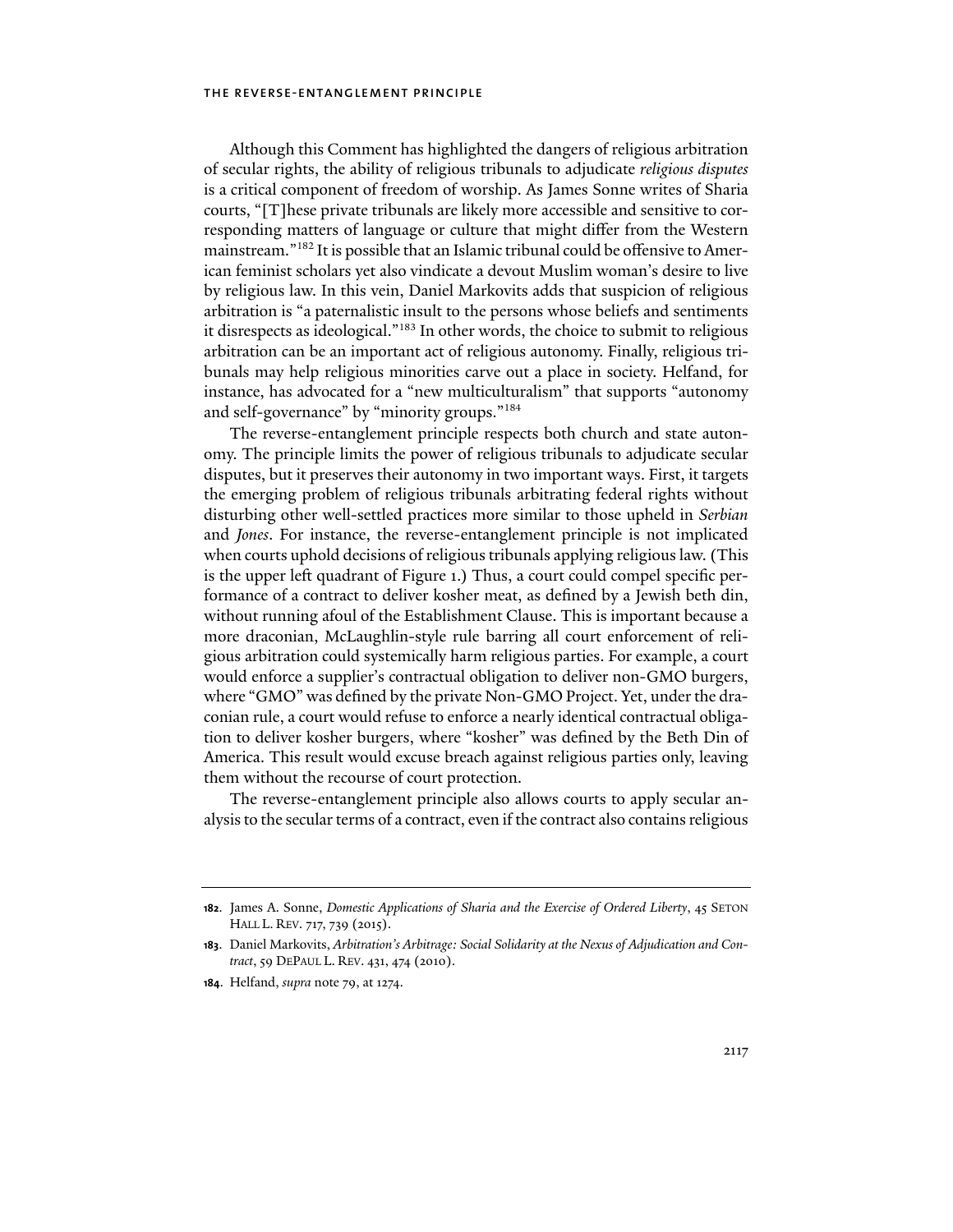Although this Comment has highlighted the dangers of religious arbitration of secular rights, the ability of religious tribunals to adjudicate *religious disputes* is a critical component of freedom of worship. As James Sonne writes of Sharia courts, "[T]hese private tribunals are likely more accessible and sensitive to corresponding matters of language or culture that might differ from the Western mainstream."[182] It is possible that an Islamic tribunal could be offensive to American feminist scholars yet also vindicate a devout Muslim woman's desire to live by religious law. In this vein, Daniel Markovits adds that suspicion of religious arbitration is "a paternalistic insult to the persons whose beliefs and sentiments it disrespects as ideological."[183] In other words, the choice to submit to religious arbitration can be an important act of religious autonomy. Finally, religious tribunals may help religious minorities carve out a place in society. Helfand, for instance, has advocated for a "new multiculturalism" that supports "autonomy and self-governance" by "minority groups."[184]

The reverse-entanglement principle respects both church and state autonomy. The principle limits the power of religious tribunals to adjudicate secular disputes, but it preserves their autonomy in two important ways. First, it targets the emerging problem of religious tribunals arbitrating federal rights without disturbing other well-settled practices more similar to those upheld in *Serbian* and *Jones*. For instance, the reverse-entanglement principle is not implicated when courts uphold decisions of religious tribunals applying religious law. (This is the upper left quadrant of Figure 1.) Thus, a court could compel specific performance of a contract to deliver kosher meat, as defined by a Jewish beth din, without running afoul of the Establishment Clause. This is important because a more draconian, McLaughlin-style rule barring all court enforcement of religious arbitration could systemically harm religious parties. For example, a court would enforce a supplier's contractual obligation to deliver non-GMO burgers, where "GMO" was defined by the private Non-GMO Project. Yet, under the draconian rule, a court would refuse to enforce a nearly identical contractual obligation to deliver kosher burgers, where "kosher" was defined by the Beth Din of America. This result would excuse breach against religious parties only, leaving them without the recourse of court protection.

The reverse-entanglement principle also allows courts to apply secular analysis to the secular terms of a contract, even if the contract also contains religious

---

**182.** James A. Sonne, *Domestic Applications of Sharia and the Exercise of Ordered Liberty*, 45 SETON HALL L. REV. 717, 739 (2015).

**183.** Daniel Markovits, *Arbitration's Arbitrage: Social Solidarity at the Nexus of Adjudication and Contract*, 59 DEPAUL L. REV. 431, 474 (2010).

**184.** Helfand, *supra* note 79, at 1274.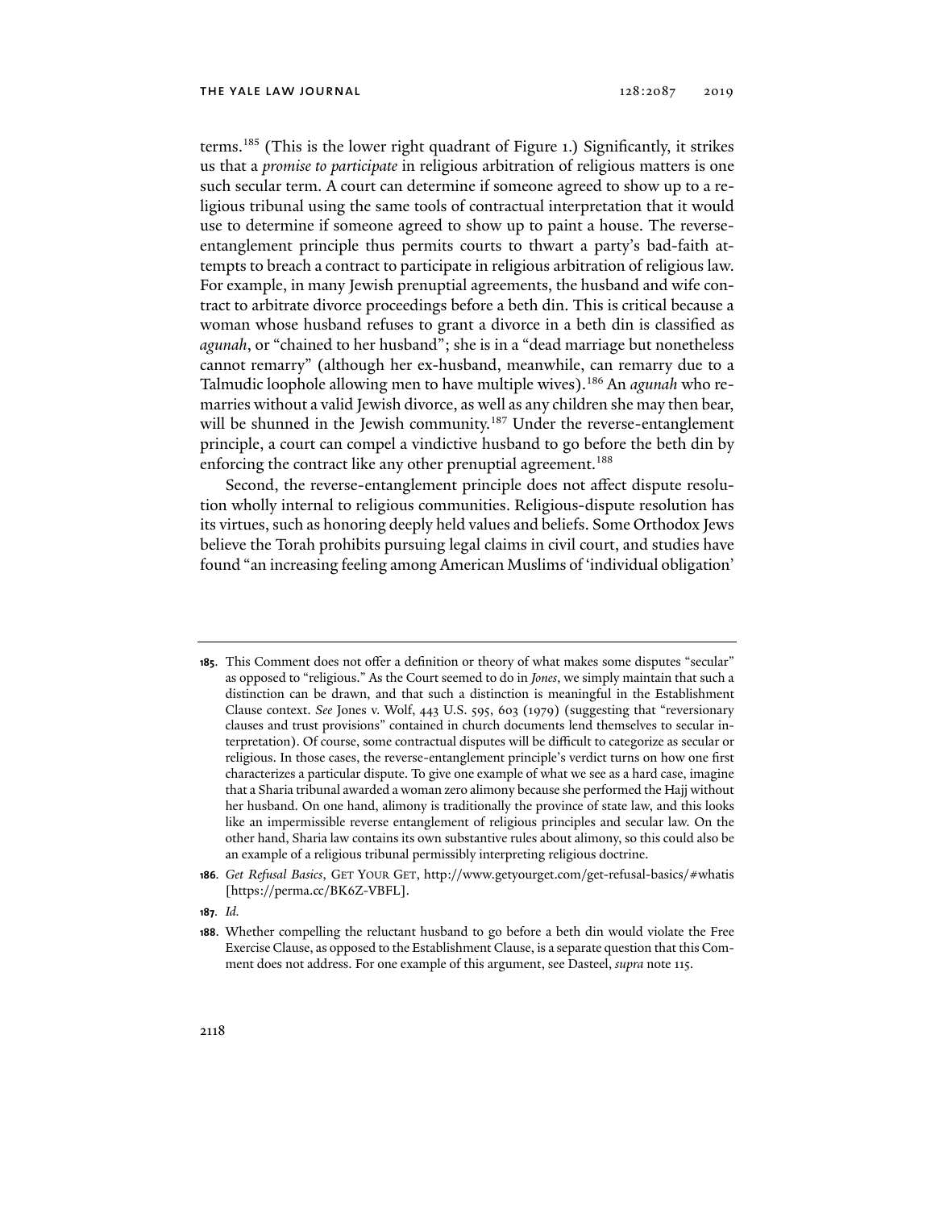terms.[185] (This is the lower right quadrant of Figure 1.) Significantly, it strikes us that a *promise to participate* in religious arbitration of religious matters is one such secular term. A court can determine if someone agreed to show up to a religious tribunal using the same tools of contractual interpretation that it would use to determine if someone agreed to show up to paint a house. The reverse-entanglement principle thus permits courts to thwart a party's bad-faith attempts to breach a contract to participate in religious arbitration of religious law. For example, in many Jewish prenuptial agreements, the husband and wife contract to arbitrate divorce proceedings before a beth din. This is critical because a woman whose husband refuses to grant a divorce in a beth din is classified as *agunah*, or "chained to her husband"; she is in a "dead marriage but nonetheless cannot remarry" (although her ex-husband, meanwhile, can remarry due to a Talmudic loophole allowing men to have multiple wives).[186] An *agunah* who remarries without a valid Jewish divorce, as well as any children she may then bear, will be shunned in the Jewish community.[187] Under the reverse-entanglement principle, a court can compel a vindictive husband to go before the beth din by enforcing the contract like any other prenuptial agreement.[188]

Second, the reverse-entanglement principle does not affect dispute resolution wholly internal to religious communities. Religious-dispute resolution has its virtues, such as honoring deeply held values and beliefs. Some Orthodox Jews believe the Torah prohibits pursuing legal claims in civil court, and studies have found "an increasing feeling among American Muslims of 'individual obligation'

---

**185.** This Comment does not offer a definition or theory of what makes some disputes "secular" as opposed to "religious." As the Court seemed to do in *Jones*, we simply maintain that such a distinction can be drawn, and that such a distinction is meaningful in the Establishment Clause context. *See* Jones v. Wolf, 443 U.S. 595, 603 (1979) (suggesting that "reversionary clauses and trust provisions" contained in church documents lend themselves to secular interpretation). Of course, some contractual disputes will be difficult to categorize as secular or religious. In those cases, the reverse-entanglement principle's verdict turns on how one first characterizes a particular dispute. To give one example of what we see as a hard case, imagine that a Sharia tribunal awarded a woman zero alimony because she performed the Hajj without her husband. On one hand, alimony is traditionally the province of state law, and this looks like an impermissible reverse entanglement of religious principles and secular law. On the other hand, Sharia law contains its own substantive rules about alimony, so this could also be an example of a religious tribunal permissibly interpreting religious doctrine.

**186.** *Get Refusal Basics*, GET YOUR GET, http://www.getyourget.com/get-refusal-basics/#whatis [https://perma.cc/BK6Z-VBFL].

**187.** *Id.*

**188.** Whether compelling the reluctant husband to go before a beth din would violate the Free Exercise Clause, as opposed to the Establishment Clause, is a separate question that this Comment does not address. For one example of this argument, see Dasteel, *supra* note 115.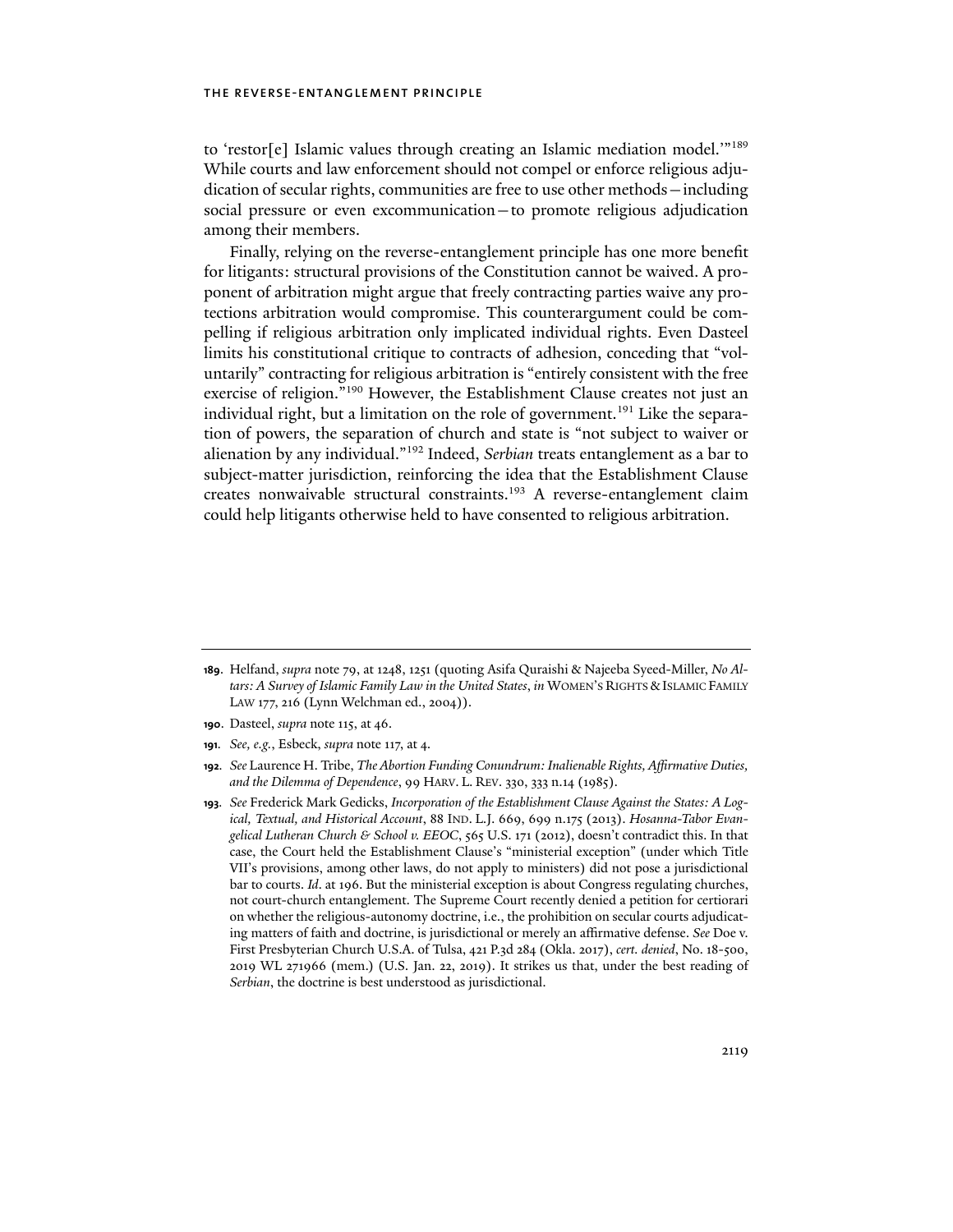to 'restor[e] Islamic values through creating an Islamic mediation model.'"[189] While courts and law enforcement should not compel or enforce religious adjudication of secular rights, communities are free to use other methods—including social pressure or even excommunication—to promote religious adjudication among their members.

Finally, relying on the reverse-entanglement principle has one more benefit for litigants: structural provisions of the Constitution cannot be waived. A proponent of arbitration might argue that freely contracting parties waive any protections arbitration would compromise. This counterargument could be compelling if religious arbitration only implicated individual rights. Even Dasteel limits his constitutional critique to contracts of adhesion, conceding that "voluntarily" contracting for religious arbitration is "entirely consistent with the free exercise of religion."[190] However, the Establishment Clause creates not just an individual right, but a limitation on the role of government.[191] Like the separation of powers, the separation of church and state is "not subject to waiver or alienation by any individual."[192] Indeed, *Serbian* treats entanglement as a bar to subject-matter jurisdiction, reinforcing the idea that the Establishment Clause creates nonwaivable structural constraints.[193] A reverse-entanglement claim could help litigants otherwise held to have consented to religious arbitration.

---

**189**. Helfand, *supra* note 79, at 1248, 1251 (quoting Asifa Quraishi & Najeeba Syeed-Miller, *No Altars: A Survey of Islamic Family Law in the United States*, *in* WOMEN'S RIGHTS & ISLAMIC FAMILY LAW 177, 216 (Lynn Welchman ed., 2004)).

**190**. Dasteel, *supra* note 115, at 46.

**191**. *See, e.g.*, Esbeck, *supra* note 117, at 4.

**192**. *See* Laurence H. Tribe, *The Abortion Funding Conundrum: Inalienable Rights, Affirmative Duties, and the Dilemma of Dependence*, 99 HARV. L. REV. 330, 333 n.14 (1985).

**193**. *See* Frederick Mark Gedicks, *Incorporation of the Establishment Clause Against the States: A Logical, Textual, and Historical Account*, 88 IND. L.J. 669, 699 n.175 (2013). *Hosanna-Tabor Evangelical Lutheran Church & School v. EEOC*, 565 U.S. 171 (2012), doesn't contradict this. In that case, the Court held the Establishment Clause's "ministerial exception" (under which Title VII's provisions, among other laws, do not apply to ministers) did not pose a jurisdictional bar to courts. *Id*. at 196. But the ministerial exception is about Congress regulating churches, not court-church entanglement. The Supreme Court recently denied a petition for certiorari on whether the religious-autonomy doctrine, i.e., the prohibition on secular courts adjudicating matters of faith and doctrine, is jurisdictional or merely an affirmative defense. *See* Doe v. First Presbyterian Church U.S.A. of Tulsa, 421 P.3d 284 (Okla. 2017), *cert. denied*, No. 18-500, 2019 WL 271966 (mem.) (U.S. Jan. 22, 2019). It strikes us that, under the best reading of *Serbian*, the doctrine is best understood as jurisdictional.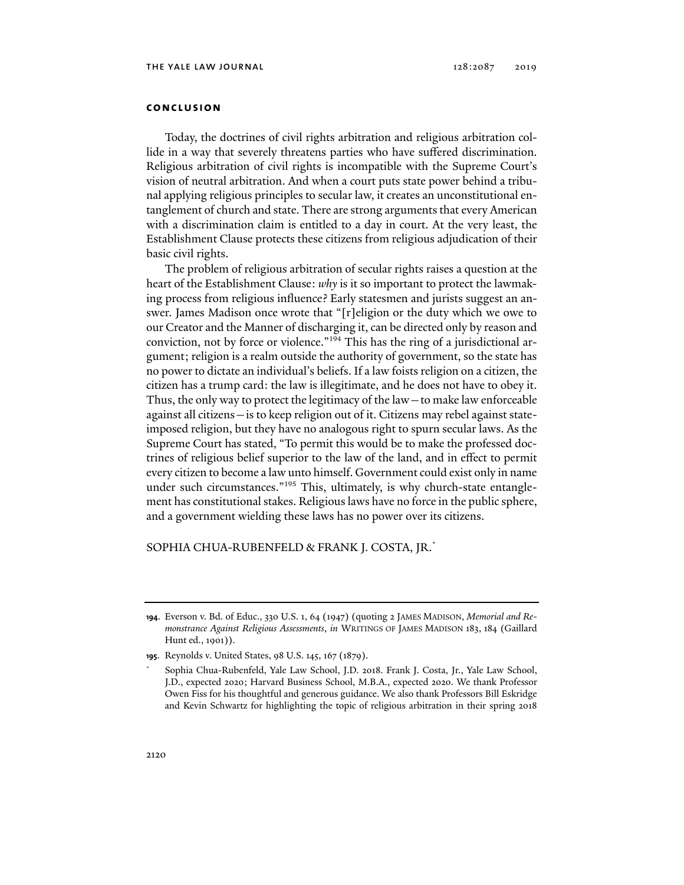## CONCLUSION

Today, the doctrines of civil rights arbitration and religious arbitration collide in a way that severely threatens parties who have suffered discrimination. Religious arbitration of civil rights is incompatible with the Supreme Court's vision of neutral arbitration. And when a court puts state power behind a tribunal applying religious principles to secular law, it creates an unconstitutional entanglement of church and state. There are strong arguments that every American with a discrimination claim is entitled to a day in court. At the very least, the Establishment Clause protects these citizens from religious adjudication of their basic civil rights.

The problem of religious arbitration of secular rights raises a question at the heart of the Establishment Clause: *why* is it so important to protect the lawmaking process from religious influence? Early statesmen and jurists suggest an answer. James Madison once wrote that "[r]eligion or the duty which we owe to our Creator and the Manner of discharging it, can be directed only by reason and conviction, not by force or violence."[194] This has the ring of a jurisdictional argument; religion is a realm outside the authority of government, so the state has no power to dictate an individual's beliefs. If a law foists religion on a citizen, the citizen has a trump card: the law is illegitimate, and he does not have to obey it. Thus, the only way to protect the legitimacy of the law—to make law enforceable against all citizens—is to keep religion out of it. Citizens may rebel against state-imposed religion, but they have no analogous right to spurn secular laws. As the Supreme Court has stated, "To permit this would be to make the professed doctrines of religious belief superior to the law of the land, and in effect to permit every citizen to become a law unto himself. Government could exist only in name under such circumstances."[195] This, ultimately, is why church-state entanglement has constitutional stakes. Religious laws have no force in the public sphere, and a government wielding these laws has no power over its citizens.

SOPHIA CHUA-RUBENFELD & FRANK J. COSTA, JR.[*]

---

**194.** Everson v. Bd. of Educ., 330 U.S. 1, 64 (1947) (quoting 2 JAMES MADISON, *Memorial and Remonstrance Against Religious Assessments*, *in* WRITINGS OF JAMES MADISON 183, 184 (Gaillard Hunt ed., 1901)).

**195.** Reynolds v. United States, 98 U.S. 145, 167 (1879).

\* Sophia Chua-Rubenfeld, Yale Law School, J.D. 2018. Frank J. Costa, Jr., Yale Law School, J.D., expected 2020; Harvard Business School, M.B.A., expected 2020. We thank Professor Owen Fiss for his thoughtful and generous guidance. We also thank Professors Bill Eskridge and Kevin Schwartz for highlighting the topic of religious arbitration in their spring 2018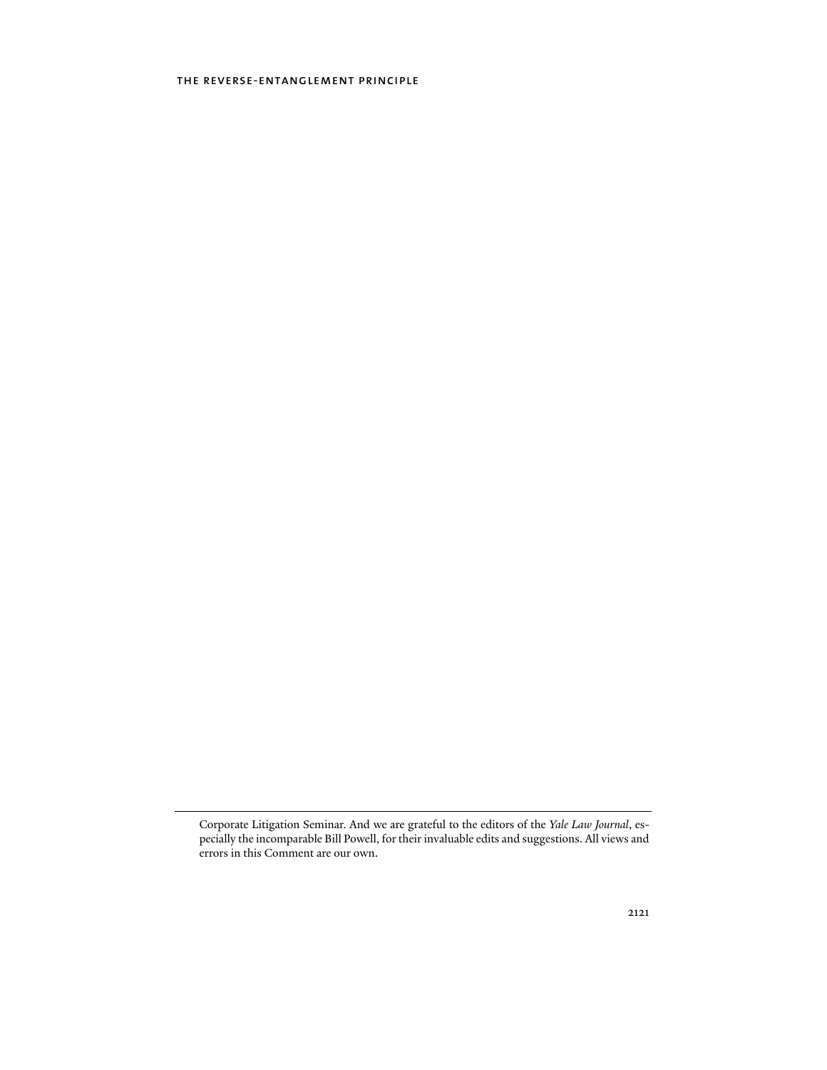Corporate Litigation Seminar. And we are grateful to the editors of the *Yale Law Journal*, especially the incomparable Bill Powell, for their invaluable edits and suggestions. All views and errors in this Comment are our own.